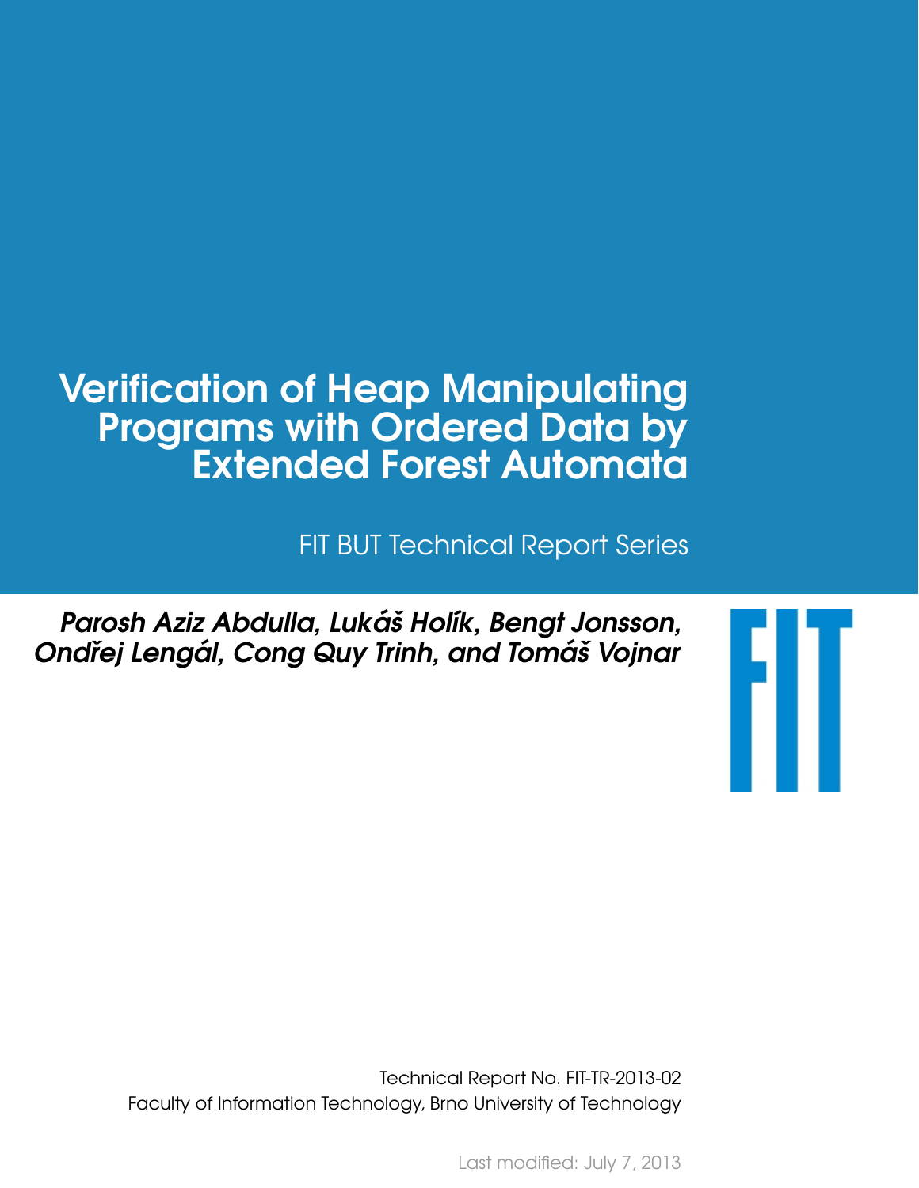# Verification of Heap Manipulating Programs with Ordered Data by Extended Forest Automata

FIT BUT Technical Report Series

***Parosh Aziz Abdulla, Lukáš Holík, Bengt Jonsson, Ondřej Lengál, Cong Quy Trinh, and Tomáš Vojnar***

Technical Report No. FIT-TR-2013-02
Faculty of Information Technology, Brno University of Technology

Last modified: July 7, 2013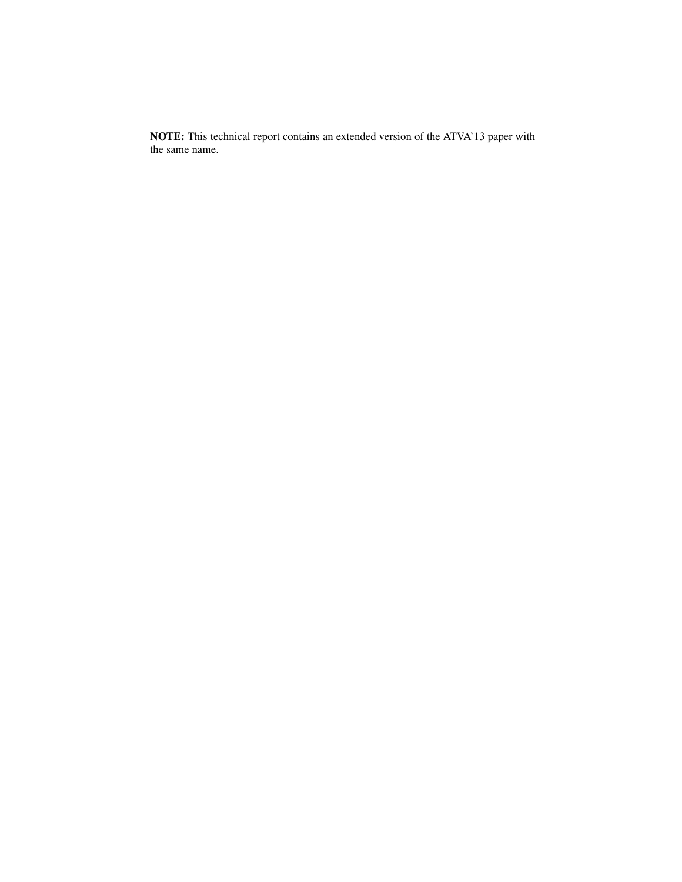**NOTE:** This technical report contains an extended version of the ATVA'13 paper with the same name.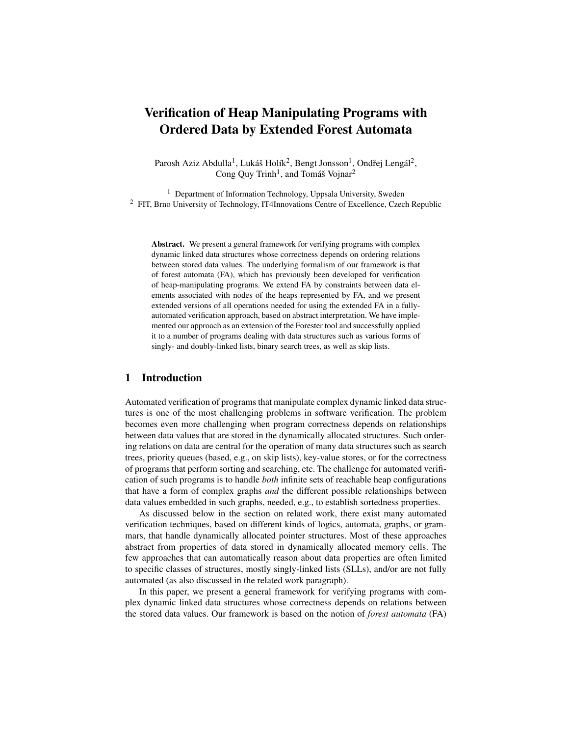# Verification of Heap Manipulating Programs with Ordered Data by Extended Forest Automata

Parosh Aziz Abdulla[1], Lukáš Holík[2], Bengt Jonsson[1], Ondřej Lengál[2], Cong Quy Trinh[1], and Tomáš Vojnar[2]

[1] Department of Information Technology, Uppsala University, Sweden
[2] FIT, Brno University of Technology, IT4Innovations Centre of Excellence, Czech Republic

**Abstract.** We present a general framework for verifying programs with complex dynamic linked data structures whose correctness depends on ordering relations between stored data values. The underlying formalism of our framework is that of forest automata (FA), which has previously been developed for verification of heap-manipulating programs. We extend FA by constraints between data elements associated with nodes of the heaps represented by FA, and we present extended versions of all operations needed for using the extended FA in a fully-automated verification approach, based on abstract interpretation. We have implemented our approach as an extension of the Forester tool and successfully applied it to a number of programs dealing with data structures such as various forms of singly- and doubly-linked lists, binary search trees, as well as skip lists.

## 1 Introduction

Automated verification of programs that manipulate complex dynamic linked data structures is one of the most challenging problems in software verification. The problem becomes even more challenging when program correctness depends on relationships between data values that are stored in the dynamically allocated structures. Such ordering relations on data are central for the operation of many data structures such as search trees, priority queues (based, e.g., on skip lists), key-value stores, or for the correctness of programs that perform sorting and searching, etc. The challenge for automated verification of such programs is to handle *both* infinite sets of reachable heap configurations that have a form of complex graphs *and* the different possible relationships between data values embedded in such graphs, needed, e.g., to establish sortedness properties.

As discussed below in the section on related work, there exist many automated verification techniques, based on different kinds of logics, automata, graphs, or grammars, that handle dynamically allocated pointer structures. Most of these approaches abstract from properties of data stored in dynamically allocated memory cells. The few approaches that can automatically reason about data properties are often limited to specific classes of structures, mostly singly-linked lists (SLLs), and/or are not fully automated (as also discussed in the related work paragraph).

In this paper, we present a general framework for verifying programs with complex dynamic linked data structures whose correctness depends on relations between the stored data values. Our framework is based on the notion of *forest automata* (FA)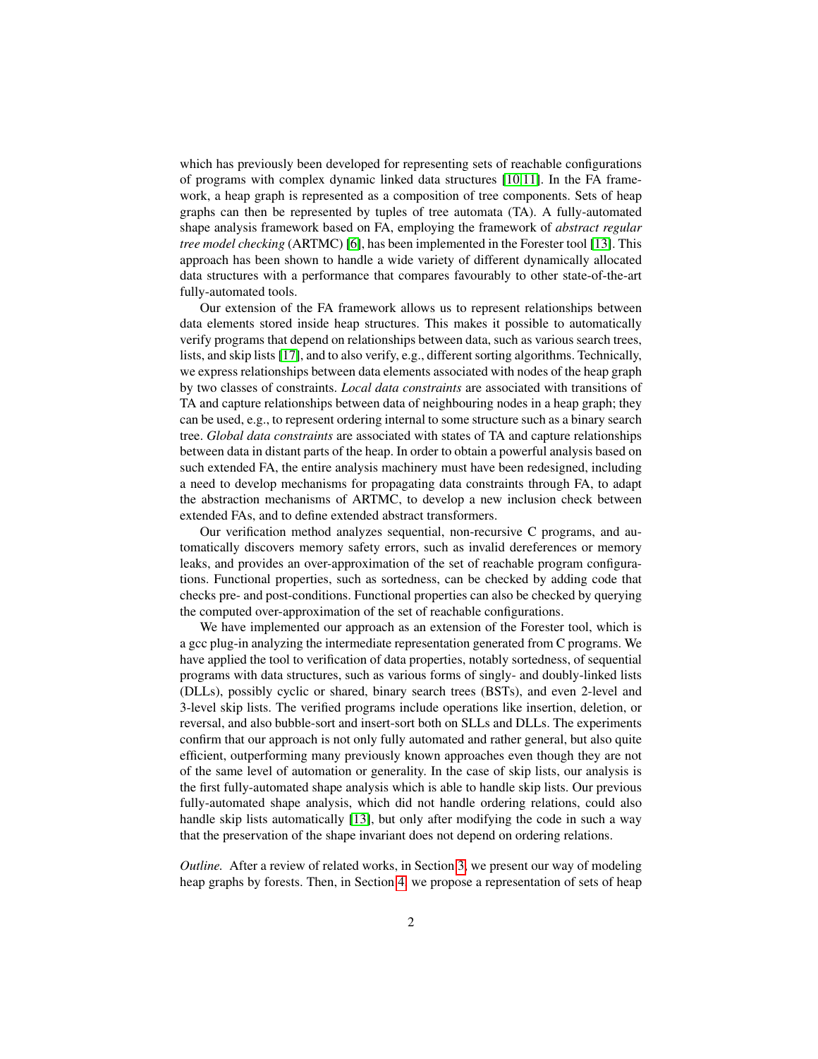which has previously been developed for representing sets of reachable configurations of programs with complex dynamic linked data structures [10,11]. In the FA framework, a heap graph is represented as a composition of tree components. Sets of heap graphs can then be represented by tuples of tree automata (TA). A fully-automated shape analysis framework based on FA, employing the framework of *abstract regular tree model checking* (ARTMC) [6], has been implemented in the Forester tool [13]. This approach has been shown to handle a wide variety of different dynamically allocated data structures with a performance that compares favourably to other state-of-the-art fully-automated tools.

Our extension of the FA framework allows us to represent relationships between data elements stored inside heap structures. This makes it possible to automatically verify programs that depend on relationships between data, such as various search trees, lists, and skip lists [17], and to also verify, e.g., different sorting algorithms. Technically, we express relationships between data elements associated with nodes of the heap graph by two classes of constraints. *Local data constraints* are associated with transitions of TA and capture relationships between data of neighbouring nodes in a heap graph; they can be used, e.g., to represent ordering internal to some structure such as a binary search tree. *Global data constraints* are associated with states of TA and capture relationships between data in distant parts of the heap. In order to obtain a powerful analysis based on such extended FA, the entire analysis machinery must have been redesigned, including a need to develop mechanisms for propagating data constraints through FA, to adapt the abstraction mechanisms of ARTMC, to develop a new inclusion check between extended FAs, and to define extended abstract transformers.

Our verification method analyzes sequential, non-recursive C programs, and automatically discovers memory safety errors, such as invalid dereferences or memory leaks, and provides an over-approximation of the set of reachable program configurations. Functional properties, such as sortedness, can be checked by adding code that checks pre- and post-conditions. Functional properties can also be checked by querying the computed over-approximation of the set of reachable configurations.

We have implemented our approach as an extension of the Forester tool, which is a gcc plug-in analyzing the intermediate representation generated from C programs. We have applied the tool to verification of data properties, notably sortedness, of sequential programs with data structures, such as various forms of singly- and doubly-linked lists (DLLs), possibly cyclic or shared, binary search trees (BSTs), and even 2-level and 3-level skip lists. The verified programs include operations like insertion, deletion, or reversal, and also bubble-sort and insert-sort both on SLLs and DLLs. The experiments confirm that our approach is not only fully automated and rather general, but also quite efficient, outperforming many previously known approaches even though they are not of the same level of automation or generality. In the case of skip lists, our analysis is the first fully-automated shape analysis which is able to handle skip lists. Our previous fully-automated shape analysis, which did not handle ordering relations, could also handle skip lists automatically [13], but only after modifying the code in such a way that the preservation of the shape invariant does not depend on ordering relations.

*Outline.* After a review of related works, in Section 3, we present our way of modeling heap graphs by forests. Then, in Section 4, we propose a representation of sets of heap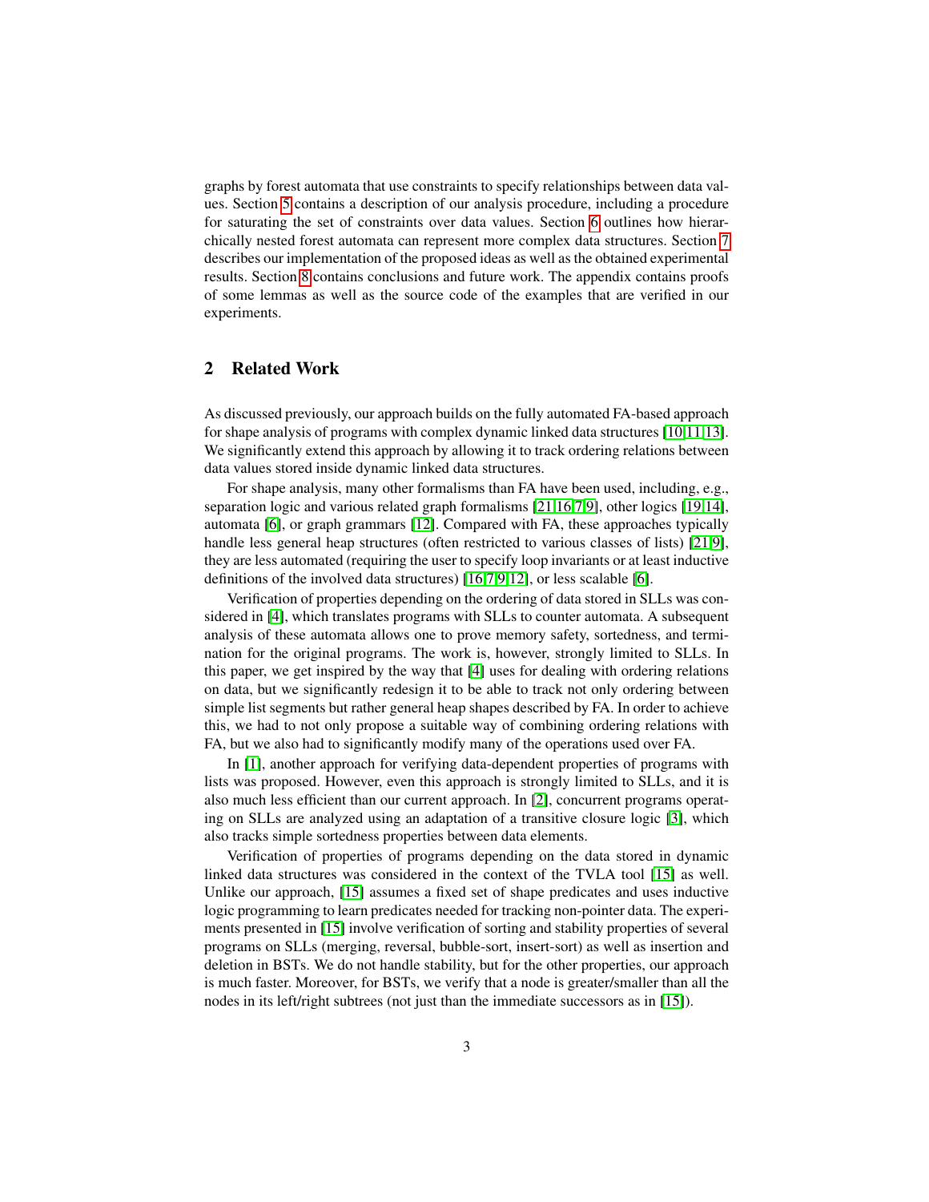graphs by forest automata that use constraints to specify relationships between data values. Section 5 contains a description of our analysis procedure, including a procedure for saturating the set of constraints over data values. Section 6 outlines how hierarchically nested forest automata can represent more complex data structures. Section 7 describes our implementation of the proposed ideas as well as the obtained experimental results. Section 8 contains conclusions and future work. The appendix contains proofs of some lemmas as well as the source code of the examples that are verified in our experiments.

## 2 Related Work

As discussed previously, our approach builds on the fully automated FA-based approach for shape analysis of programs with complex dynamic linked data structures [10,11,13]. We significantly extend this approach by allowing it to track ordering relations between data values stored inside dynamic linked data structures.

For shape analysis, many other formalisms than FA have been used, including, e.g., separation logic and various related graph formalisms [21,16,7,9], other logics [19,14], automata [6], or graph grammars [12]. Compared with FA, these approaches typically handle less general heap structures (often restricted to various classes of lists) [21,9], they are less automated (requiring the user to specify loop invariants or at least inductive definitions of the involved data structures) [16,7,9,12], or less scalable [6].

Verification of properties depending on the ordering of data stored in SLLs was considered in [4], which translates programs with SLLs to counter automata. A subsequent analysis of these automata allows one to prove memory safety, sortedness, and termination for the original programs. The work is, however, strongly limited to SLLs. In this paper, we get inspired by the way that [4] uses for dealing with ordering relations on data, but we significantly redesign it to be able to track not only ordering between simple list segments but rather general heap shapes described by FA. In order to achieve this, we had to not only propose a suitable way of combining ordering relations with FA, but we also had to significantly modify many of the operations used over FA.

In [1], another approach for verifying data-dependent properties of programs with lists was proposed. However, even this approach is strongly limited to SLLs, and it is also much less efficient than our current approach. In [2], concurrent programs operating on SLLs are analyzed using an adaptation of a transitive closure logic [3], which also tracks simple sortedness properties between data elements.

Verification of properties of programs depending on the data stored in dynamic linked data structures was considered in the context of the TVLA tool [15] as well. Unlike our approach, [15] assumes a fixed set of shape predicates and uses inductive logic programming to learn predicates needed for tracking non-pointer data. The experiments presented in [15] involve verification of sorting and stability properties of several programs on SLLs (merging, reversal, bubble-sort, insert-sort) as well as insertion and deletion in BSTs. We do not handle stability, but for the other properties, our approach is much faster. Moreover, for BSTs, we verify that a node is greater/smaller than all the nodes in its left/right subtrees (not just than the immediate successors as in [15]).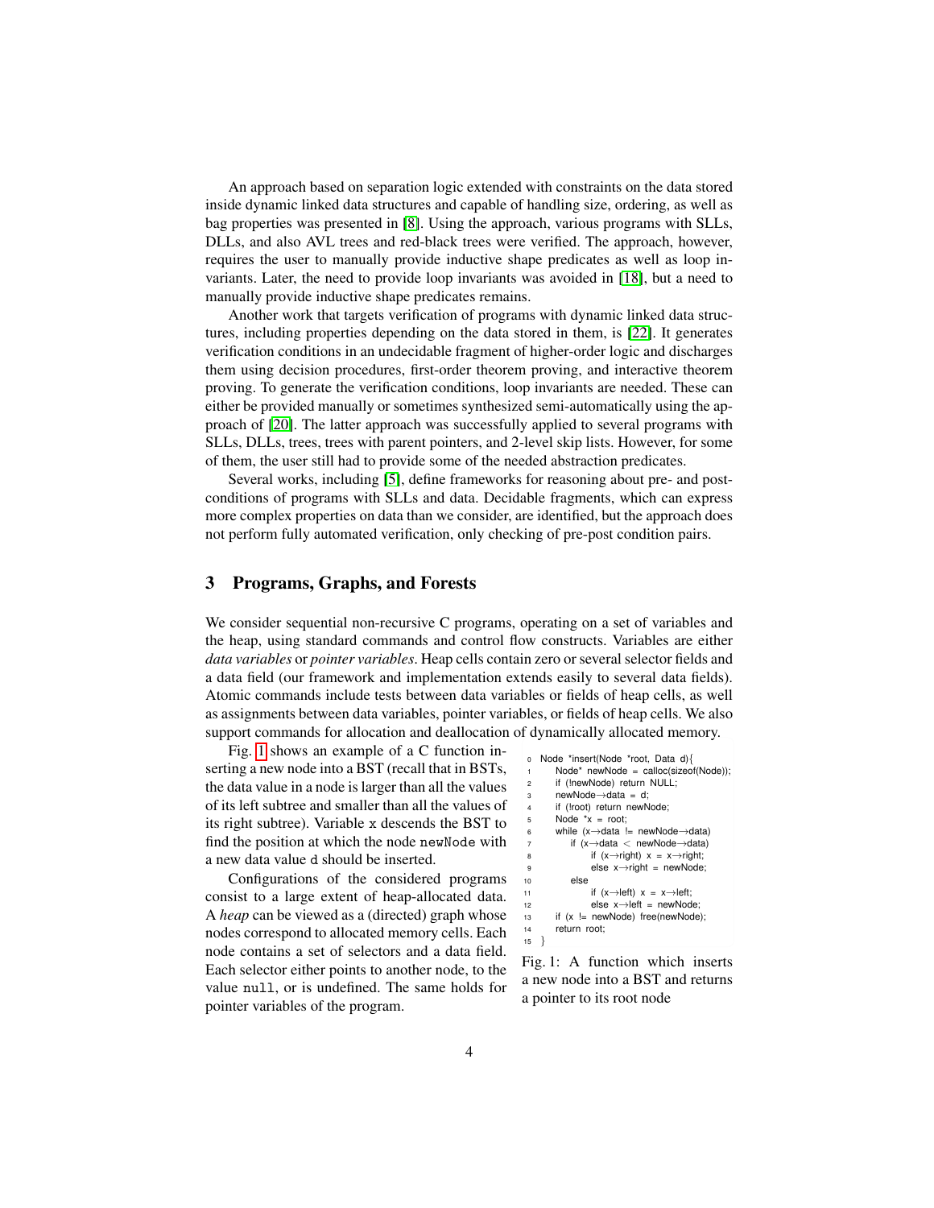An approach based on separation logic extended with constraints on the data stored inside dynamic linked data structures and capable of handling size, ordering, as well as bag properties was presented in [8]. Using the approach, various programs with SLLs, DLLs, and also AVL trees and red-black trees were verified. The approach, however, requires the user to manually provide inductive shape predicates as well as loop invariants. Later, the need to provide loop invariants was avoided in [18], but a need to manually provide inductive shape predicates remains.

Another work that targets verification of programs with dynamic linked data structures, including properties depending on the data stored in them, is [22]. It generates verification conditions in an undecidable fragment of higher-order logic and discharges them using decision procedures, first-order theorem proving, and interactive theorem proving. To generate the verification conditions, loop invariants are needed. These can either be provided manually or sometimes synthesized semi-automatically using the approach of [20]. The latter approach was successfully applied to several programs with SLLs, DLLs, trees, trees with parent pointers, and 2-level skip lists. However, for some of them, the user still had to provide some of the needed abstraction predicates.

Several works, including [5], define frameworks for reasoning about pre- and post-conditions of programs with SLLs and data. Decidable fragments, which can express more complex properties on data than we consider, are identified, but the approach does not perform fully automated verification, only checking of pre-post condition pairs.

## 3 Programs, Graphs, and Forests

We consider sequential non-recursive C programs, operating on a set of variables and the heap, using standard commands and control flow constructs. Variables are either *data variables* or *pointer variables*. Heap cells contain zero or several selector fields and a data field (our framework and implementation extends easily to several data fields). Atomic commands include tests between data variables or fields of heap cells, as well as assignments between data variables, pointer variables, or fields of heap cells. We also support commands for allocation and deallocation of dynamically allocated memory.

Fig. 1 shows an example of a C function inserting a new node into a BST (recall that in BSTs, the data value in a node is larger than all the values of its left subtree and smaller than all the values of its right subtree). Variable `x` descends the BST to find the position at which the node `newNode` with a new data value `d` should be inserted.

```
0  Node *insert(Node *root, Data d){
1      Node* newNode = calloc(sizeof(Node));
2      if (!newNode) return NULL;
3      newNode→data = d;
4      if (!root) return newNode;
5      Node *x = root;
6      while (x→data != newNode→data)
7          if (x→data < newNode→data)
8              if (x→right) x = x→right;
9              else x→right = newNode;
10         else
11             if (x→left) x = x→left;
12             else x→left = newNode;
13     if (x != newNode) free(newNode);
14     return root;
15 }
```

Fig. 1: A function which inserts a new node into a BST and returns a pointer to its root node

Configurations of the considered programs consist to a large extent of heap-allocated data. A *heap* can be viewed as a (directed) graph whose nodes correspond to allocated memory cells. Each node contains a set of selectors and a data field. Each selector either points to another node, to the value `null`, or is undefined. The same holds for pointer variables of the program.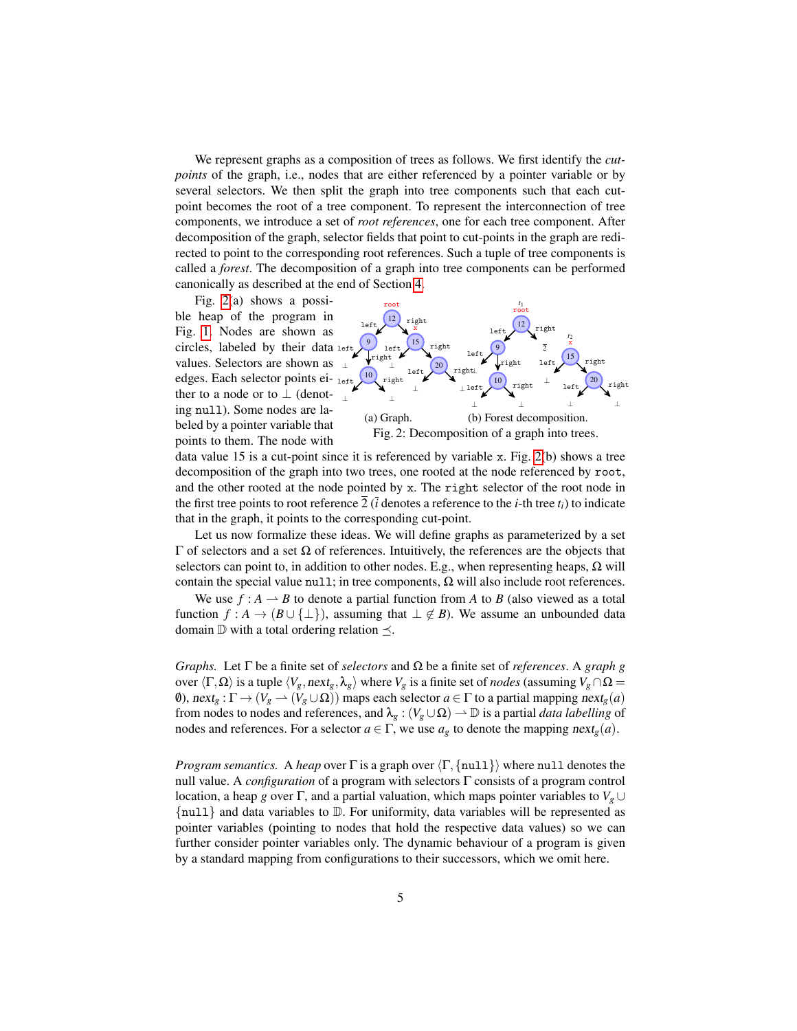We represent graphs as a composition of trees as follows. We first identify the *cut-points* of the graph, i.e., nodes that are either referenced by a pointer variable or by several selectors. We then split the graph into tree components such that each cut-point becomes the root of a tree component. To represent the interconnection of tree components, we introduce a set of *root references*, one for each tree component. After decomposition of the graph, selector fields that point to cut-points in the graph are redirected to point to the corresponding root references. Such a tuple of tree components is called a *forest*. The decomposition of a graph into tree components can be performed canonically as described at the end of Section 4.

Fig. 2(a) shows a possible heap of the program in Fig. 1. Nodes are shown as circles, labeled by their data values. Selectors are shown as edges. Each selector points either to a node or to $\perp$ (denoting `null`). Some nodes are labeled by a pointer variable that points to them. The node with data value 15 is a cut-point since it is referenced by variable `x`. Fig. 2(b) shows a tree decomposition of the graph into two trees, one rooted at the node referenced by `root`, and the other rooted at the node pointed by `x`. The `right` selector of the root node in the first tree points to root reference $\overline{2}$ ($\overline{i}$ denotes a reference to the $i$-th tree $t_i$) to indicate that in the graph, it points to the corresponding cut-point.

(a) Graph. (b) Forest decomposition.

Fig. 2: Decomposition of a graph into trees.

Let us now formalize these ideas. We will define graphs as parameterized by a set $\Gamma$ of selectors and a set $\Omega$ of references. Intuitively, the references are the objects that selectors can point to, in addition to other nodes. E.g., when representing heaps, $\Omega$ will contain the special value `null`; in tree components, $\Omega$ will also include root references.

We use $f : A \rightharpoonup B$ to denote a partial function from $A$ to $B$ (also viewed as a total function $f : A \to (B \cup \{\perp\})$, assuming that $\perp \notin B$). We assume an unbounded data domain $\mathbb{D}$ with a total ordering relation $\preceq$.

*Graphs.* Let $\Gamma$ be a finite set of *selectors* and $\Omega$ be a finite set of *references*. A *graph* $g$ over $\langle \Gamma, \Omega \rangle$ is a tuple $\langle V_g, next_g, \lambda_g \rangle$ where $V_g$ is a finite set of *nodes* (assuming $V_g \cap \Omega = \emptyset$), $next_g : \Gamma \to (V_g \rightharpoonup (V_g \cup \Omega))$ maps each selector $a \in \Gamma$ to a partial mapping $next_g(a)$ from nodes to nodes and references, and $\lambda_g : (V_g \cup \Omega) \rightharpoonup \mathbb{D}$ is a partial *data labelling* of nodes and references. For a selector $a \in \Gamma$, we use $a_g$ to denote the mapping $next_g(a)$.

*Program semantics.* A *heap* over $\Gamma$ is a graph over $\langle \Gamma, \{\texttt{null}\} \rangle$ where `null` denotes the null value. A *configuration* of a program with selectors $\Gamma$ consists of a program control location, a heap $g$ over $\Gamma$, and a partial valuation, which maps pointer variables to $V_g \cup \{\texttt{null}\}$ and data variables to $\mathbb{D}$. For uniformity, data variables will be represented as pointer variables (pointing to nodes that hold the respective data values) so we can further consider pointer variables only. The dynamic behaviour of a program is given by a standard mapping from configurations to their successors, which we omit here.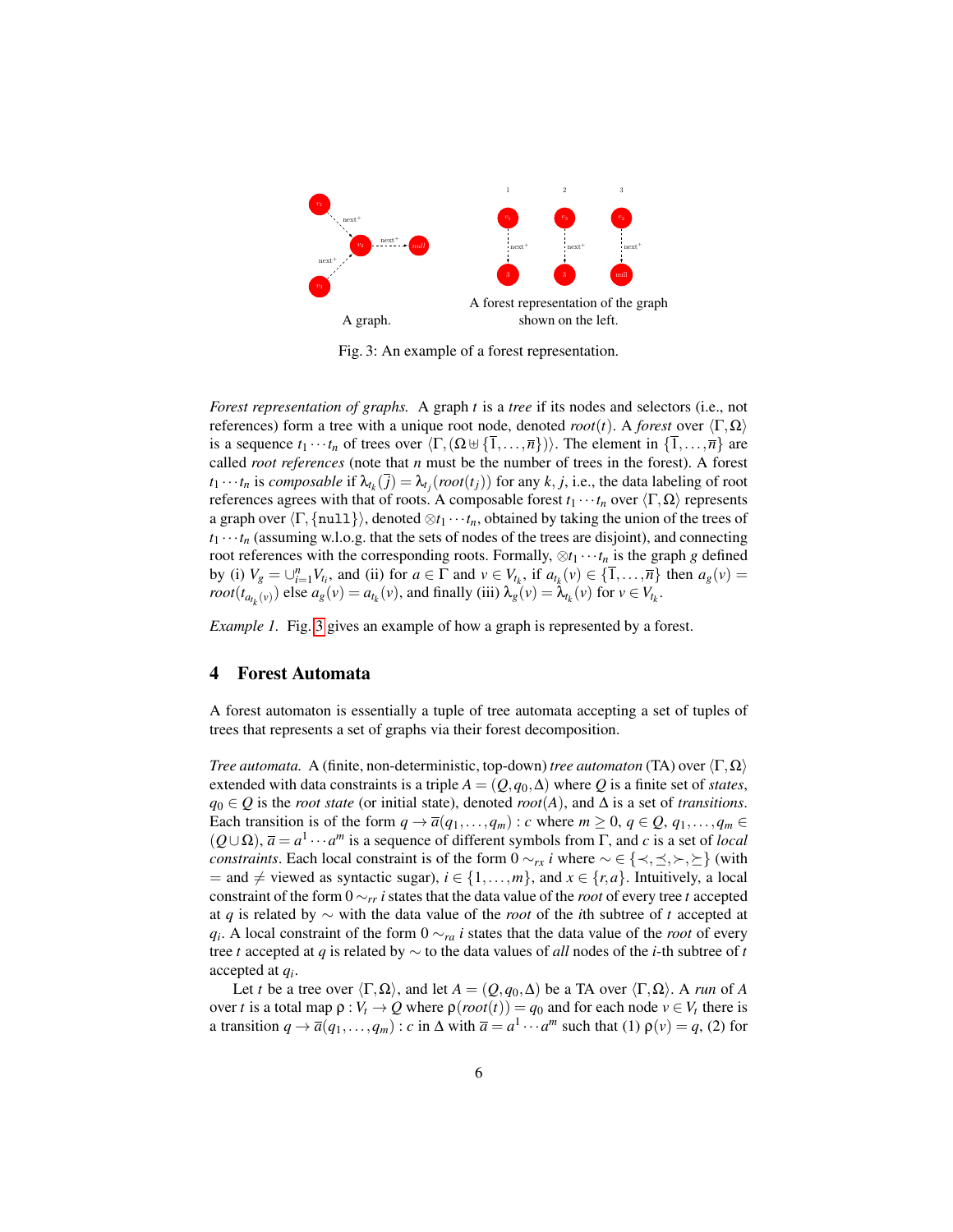A graph.

A forest representation of the graph shown on the left.

Fig. 3: An example of a forest representation.

*Forest representation of graphs.* A graph $t$ is a *tree* if its nodes and selectors (i.e., not references) form a tree with a unique root node, denoted $root(t)$. A *forest* over $\langle \Gamma, \Omega \rangle$ is a sequence $t_1 \cdots t_n$ of trees over $\langle \Gamma, (\Omega \uplus \{\overline{1}, \ldots, \overline{n}\}) \rangle$. The element in $\{\overline{1}, \ldots, \overline{n}\}$ are called *root references* (note that $n$ must be the number of trees in the forest). A forest $t_1 \cdots t_n$ is *composable* if $\lambda_{t_k}(\overline{j}) = \lambda_{t_j}(root(t_j))$ for any $k, j$, i.e., the data labeling of root references agrees with that of roots. A composable forest $t_1 \cdots t_n$ over $\langle \Gamma, \Omega \rangle$ represents a graph over $\langle \Gamma, \{\mathtt{null}\} \rangle$, denoted $\otimes t_1 \cdots t_n$, obtained by taking the union of the trees of $t_1 \cdots t_n$ (assuming w.l.o.g. that the sets of nodes of the trees are disjoint), and connecting root references with the corresponding roots. Formally, $\otimes t_1 \cdots t_n$ is the graph $g$ defined by (i) $V_g = \cup_{i=1}^{n} V_{t_i}$, and (ii) for $a \in \Gamma$ and $v \in V_{t_k}$, if $a_{t_k}(v) \in \{\overline{1}, \ldots, \overline{n}\}$ then $a_g(v) = root(t_{a_{t_k}(v)})$ else $a_g(v) = a_{t_k}(v)$, and finally (iii) $\lambda_g(v) = \lambda_{t_k}(v)$ for $v \in V_{t_k}$.

*Example 1.* Fig. 3 gives an example of how a graph is represented by a forest.

## 4 Forest Automata

A forest automaton is essentially a tuple of tree automata accepting a set of tuples of trees that represents a set of graphs via their forest decomposition.

*Tree automata.* A (finite, non-deterministic, top-down) *tree automaton* (TA) over $\langle \Gamma, \Omega \rangle$ extended with data constraints is a triple $A = (Q, q_0, \Delta)$ where $Q$ is a finite set of *states*, $q_0 \in Q$ is the *root state* (or initial state), denoted $root(A)$, and $\Delta$ is a set of *transitions*. Each transition is of the form $q \to \overline{a}(q_1, \ldots, q_m) : c$ where $m \geq 0$, $q \in Q$, $q_1, \ldots, q_m \in (Q \cup \Omega)$, $\overline{a} = a^1 \cdots a^m$ is a sequence of different symbols from $\Gamma$, and $c$ is a set of *local constraints*. Each local constraint is of the form $0 \sim_{rx} i$ where $\sim \in \{\prec, \preceq, \succ, \succeq\}$ (with $=$ and $\neq$ viewed as syntactic sugar), $i \in \{1, \ldots, m\}$, and $x \in \{r, a\}$. Intuitively, a local constraint of the form $0 \sim_{rr} i$ states that the data value of the *root* of every tree $t$ accepted at $q$ is related by $\sim$ with the data value of the *root* of the $i$th subtree of $t$ accepted at $q_i$. A local constraint of the form $0 \sim_{ra} i$ states that the data value of the *root* of every tree $t$ accepted at $q$ is related by $\sim$ to the data values of *all* nodes of the $i$-th subtree of $t$ accepted at $q_i$.

Let $t$ be a tree over $\langle \Gamma, \Omega \rangle$, and let $A = (Q, q_0, \Delta)$ be a TA over $\langle \Gamma, \Omega \rangle$. A *run* of $A$ over $t$ is a total map $\rho : V_t \to Q$ where $\rho(root(t)) = q_0$ and for each node $v \in V_t$ there is a transition $q \to \overline{a}(q_1, \ldots, q_m) : c$ in $\Delta$ with $\overline{a} = a^1 \cdots a^m$ such that (1) $\rho(v) = q$, (2) for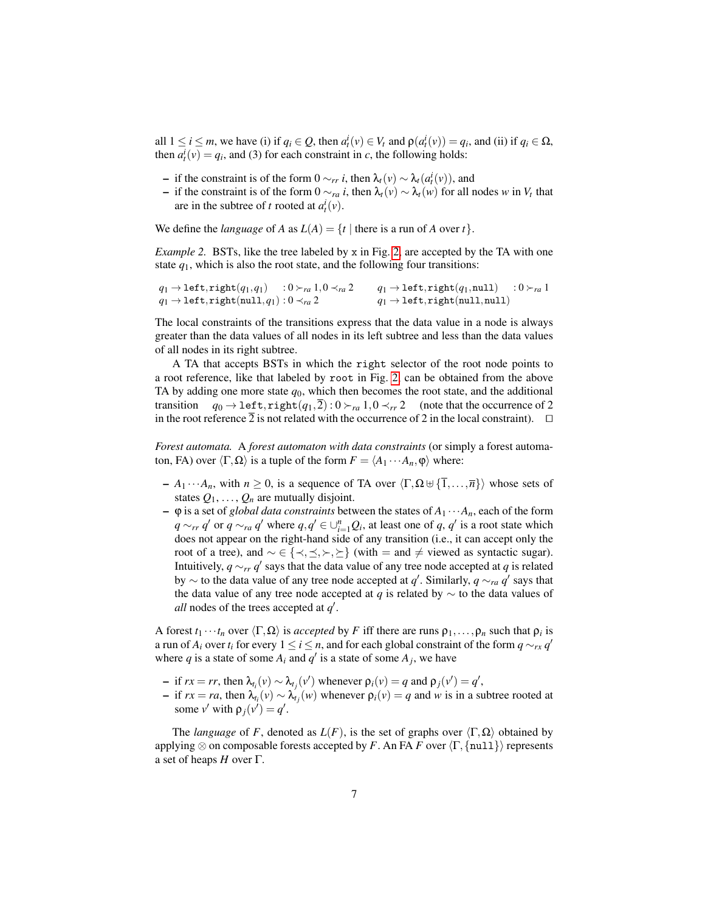all $1 \le i \le m$, we have (i) if $q_i \in Q$, then $a_t^i(v) \in V_t$ and $\rho(a_t^i(v)) = q_i$, and (ii) if $q_i \in \Omega$, then $a_t^i(v) = q_i$, and (3) for each constraint in $c$, the following holds:

- if the constraint is of the form $0 \sim_{rr} i$, then $\lambda_t(v) \sim \lambda_t(a_t^i(v))$, and
- if the constraint is of the form $0 \sim_{ra} i$, then $\lambda_t(v) \sim \lambda_t(w)$ for all nodes $w$ in $V_t$ that are in the subtree of $t$ rooted at $a_t^i(v)$.

We define the *language* of $A$ as $L(A) = \{t \mid \text{there is a run of } A \text{ over } t\}$.

*Example 2.* BSTs, like the tree labeled by `x` in Fig. 2, are accepted by the TA with one state $q_1$, which is also the root state, and the following four transitions:

$q_1 \to \texttt{left},\texttt{right}(q_1, q_1) \quad : 0 \succ_{ra} 1, 0 \prec_{ra} 2 \qquad q_1 \to \texttt{left},\texttt{right}(q_1, \texttt{null}) \quad : 0 \succ_{ra} 1$
$q_1 \to \texttt{left},\texttt{right}(\texttt{null}, q_1) : 0 \prec_{ra} 2 \qquad q_1 \to \texttt{left},\texttt{right}(\texttt{null}, \texttt{null})$

The local constraints of the transitions express that the data value in a node is always greater than the data values of all nodes in its left subtree and less than the data values of all nodes in its right subtree.

A TA that accepts BSTs in which the `right` selector of the root node points to a root reference, like that labeled by `root` in Fig. 2, can be obtained from the above TA by adding one more state $q_0$, which then becomes the root state, and the additional transition $q_0 \to \texttt{left},\texttt{right}(q_1, \overline{2}) : 0 \succ_{ra} 1, 0 \prec_{rr} 2$ (note that the occurrence of 2 in the root reference $\overline{2}$ is not related with the occurrence of 2 in the local constraint). $\square$

*Forest automata.* A *forest automaton with data constraints* (or simply a forest automaton, FA) over $\langle \Gamma, \Omega \rangle$ is a tuple of the form $F = \langle A_1 \cdots A_n, \varphi \rangle$ where:

- $A_1 \cdots A_n$, with $n \ge 0$, is a sequence of TA over $\langle \Gamma, \Omega \uplus \{\overline{1}, \ldots, \overline{n}\} \rangle$ whose sets of states $Q_1, \ldots, Q_n$ are mutually disjoint.
- $\varphi$ is a set of *global data constraints* between the states of $A_1 \cdots A_n$, each of the form $q \sim_{rr} q'$ or $q \sim_{ra} q'$ where $q, q' \in \cup_{i=1}^n Q_i$, at least one of $q$, $q'$ is a root state which does not appear on the right-hand side of any transition (i.e., it can accept only the root of a tree), and $\sim \in \{\prec, \preceq, \succ, \succeq\}$ (with $=$ and $\neq$ viewed as syntactic sugar). Intuitively, $q \sim_{rr} q'$ says that the data value of any tree node accepted at $q$ is related by $\sim$ to the data value of any tree node accepted at $q'$. Similarly, $q \sim_{ra} q'$ says that the data value of any tree node accepted at $q$ is related by $\sim$ to the data values of *all* nodes of the trees accepted at $q'$.

A forest $t_1 \cdots t_n$ over $\langle \Gamma, \Omega \rangle$ is *accepted* by $F$ iff there are runs $\rho_1, \ldots, \rho_n$ such that $\rho_i$ is a run of $A_i$ over $t_i$ for every $1 \le i \le n$, and for each global constraint of the form $q \sim_{rx} q'$ where $q$ is a state of some $A_i$ and $q'$ is a state of some $A_j$, we have

- if $rx = rr$, then $\lambda_{t_i}(v) \sim \lambda_{t_j}(v')$ whenever $\rho_i(v) = q$ and $\rho_j(v') = q'$,
- if $rx = ra$, then $\lambda_{t_i}(v) \sim \lambda_{t_j}(w)$ whenever $\rho_i(v) = q$ and $w$ is in a subtree rooted at some $v'$ with $\rho_j(v') = q'$.

The *language* of $F$, denoted as $L(F)$, is the set of graphs over $\langle \Gamma, \Omega \rangle$ obtained by applying $\otimes$ on composable forests accepted by $F$. An FA $F$ over $\langle \Gamma, \{\texttt{null}\} \rangle$ represents a set of heaps $H$ over $\Gamma$.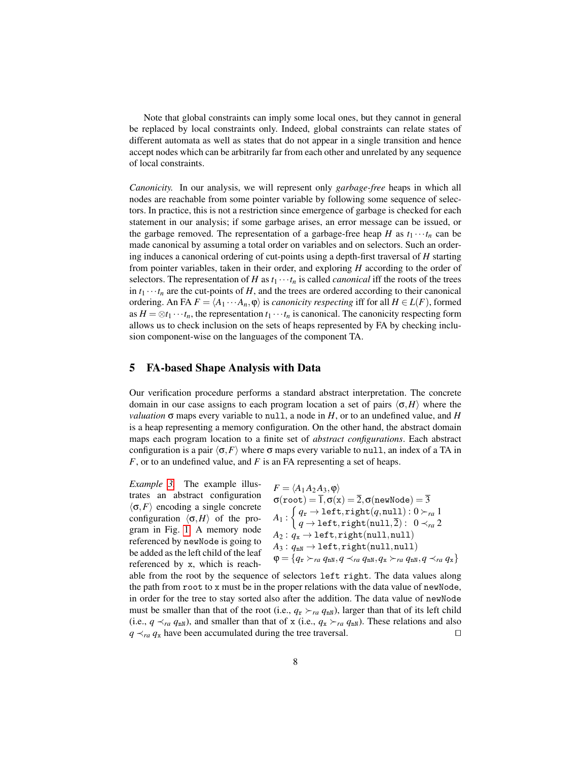Note that global constraints can imply some local ones, but they cannot in general be replaced by local constraints only. Indeed, global constraints can relate states of different automata as well as states that do not appear in a single transition and hence accept nodes which can be arbitrarily far from each other and unrelated by any sequence of local constraints.

*Canonicity.* In our analysis, we will represent only *garbage-free* heaps in which all nodes are reachable from some pointer variable by following some sequence of selectors. In practice, this is not a restriction since emergence of garbage is checked for each statement in our analysis; if some garbage arises, an error message can be issued, or the garbage removed. The representation of a garbage-free heap $H$ as $t_1 \cdots t_n$ can be made canonical by assuming a total order on variables and on selectors. Such an ordering induces a canonical ordering of cut-points using a depth-first traversal of $H$ starting from pointer variables, taken in their order, and exploring $H$ according to the order of selectors. The representation of $H$ as $t_1 \cdots t_n$ is called *canonical* iff the roots of the trees in $t_1 \cdots t_n$ are the cut-points of $H$, and the trees are ordered according to their canonical ordering. An FA $F = \langle A_1 \cdots A_n, \varphi \rangle$ is *canonicity respecting* iff for all $H \in L(F)$, formed as $H = \otimes t_1 \cdots t_n$, the representation $t_1 \cdots t_n$ is canonical. The canonicity respecting form allows us to check inclusion on the sets of heaps represented by FA by checking inclusion component-wise on the languages of the component TA.

## 5 FA-based Shape Analysis with Data

Our verification procedure performs a standard abstract interpretation. The concrete domain in our case assigns to each program location a set of pairs $\langle \sigma, H \rangle$ where the *valuation* $\sigma$ maps every variable to `null`, a node in $H$, or to an undefined value, and $H$ is a heap representing a memory configuration. On the other hand, the abstract domain maps each program location to a finite set of *abstract configurations*. Each abstract configuration is a pair $\langle \sigma, F \rangle$ where $\sigma$ maps every variable to `null`, an index of a TA in $F$, or to an undefined value, and $F$ is an FA representing a set of heaps.

$$
\begin{aligned}
&F = \langle A_1 A_2 A_3, \varphi \rangle \\
&\sigma(\texttt{root}) = \overline{1}, \sigma(\texttt{x}) = \overline{2}, \sigma(\texttt{newNode}) = \overline{3} \\
&A_1 : \begin{cases} q_{\texttt{r}} \rightarrow \texttt{left}, \texttt{right}(q, \texttt{null}) : 0 \succ_{ra} 1 \\ q \rightarrow \texttt{left}, \texttt{right}(\texttt{null}, \overline{2}) : \; 0 \prec_{ra} 2 \end{cases} \\
&A_2 : q_{\texttt{x}} \rightarrow \texttt{left}, \texttt{right}(\texttt{null}, \texttt{null}) \\
&A_3 : q_{\texttt{nN}} \rightarrow \texttt{left}, \texttt{right}(\texttt{null}, \texttt{null}) \\
&\varphi = \{ q_{\texttt{r}} \succ_{ra} q_{\texttt{nN}}, q \prec_{ra} q_{\texttt{nN}}, q_{\texttt{x}} \succ_{ra} q_{\texttt{nN}}, q \prec_{ra} q_{\texttt{x}} \}
\end{aligned}
$$

*Example 3.* The example illustrates an abstract configuration $\langle \sigma, F \rangle$ encoding a single concrete configuration $\langle \sigma, H \rangle$ of the program in Fig. 1. A memory node referenced by `newNode` is going to be added as the left child of the leaf referenced by `x`, which is reachable from the root by the sequence of selectors `left right`. The data values along the path from `root` to `x` must be in the proper relations with the data value of `newNode`, in order for the tree to stay sorted also after the addition. The data value of `newNode` must be smaller than that of the root (i.e., $q_{\texttt{r}} \succ_{ra} q_{\texttt{nN}}$), larger than that of its left child (i.e., $q \prec_{ra} q_{\texttt{nN}}$), and smaller than that of `x` (i.e., $q_{\texttt{x}} \succ_{ra} q_{\texttt{nN}}$). These relations and also $q \prec_{ra} q_{\texttt{x}}$ have been accumulated during the tree traversal. □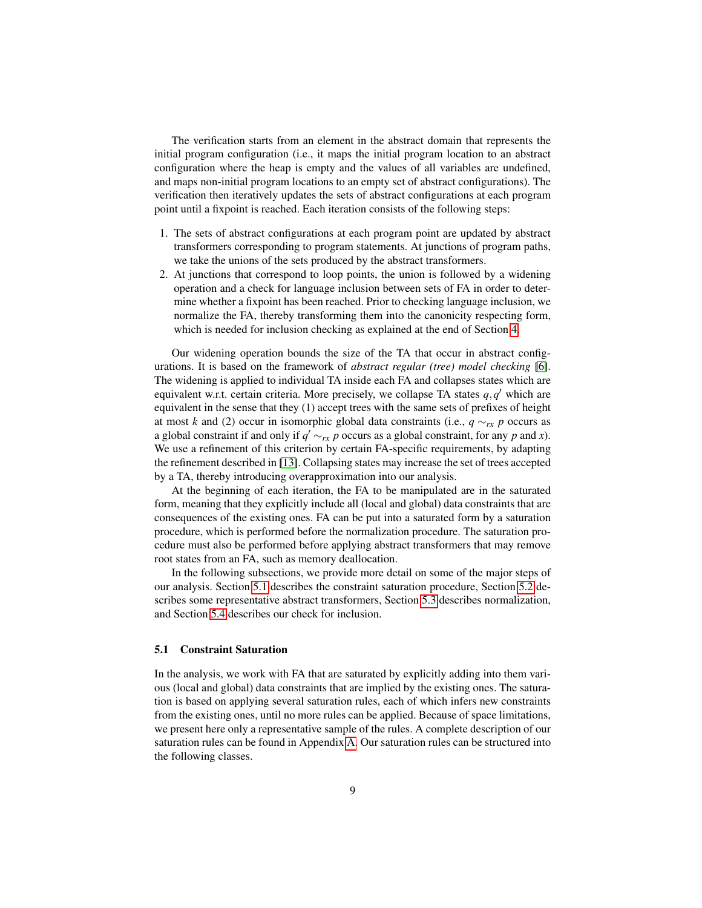The verification starts from an element in the abstract domain that represents the initial program configuration (i.e., it maps the initial program location to an abstract configuration where the heap is empty and the values of all variables are undefined, and maps non-initial program locations to an empty set of abstract configurations). The verification then iteratively updates the sets of abstract configurations at each program point until a fixpoint is reached. Each iteration consists of the following steps:

1. The sets of abstract configurations at each program point are updated by abstract transformers corresponding to program statements. At junctions of program paths, we take the unions of the sets produced by the abstract transformers.
2. At junctions that correspond to loop points, the union is followed by a widening operation and a check for language inclusion between sets of FA in order to determine whether a fixpoint has been reached. Prior to checking language inclusion, we normalize the FA, thereby transforming them into the canonicity respecting form, which is needed for inclusion checking as explained at the end of Section 4.

Our widening operation bounds the size of the TA that occur in abstract configurations. It is based on the framework of *abstract regular (tree) model checking* [6]. The widening is applied to individual TA inside each FA and collapses states which are equivalent w.r.t. certain criteria. More precisely, we collapse TA states $q, q'$ which are equivalent in the sense that they (1) accept trees with the same sets of prefixes of height at most $k$ and (2) occur in isomorphic global data constraints (i.e., $q \sim_{rx} p$ occurs as a global constraint if and only if $q' \sim_{rx} p$ occurs as a global constraint, for any $p$ and $x$). We use a refinement of this criterion by certain FA-specific requirements, by adapting the refinement described in [13]. Collapsing states may increase the set of trees accepted by a TA, thereby introducing overapproximation into our analysis.

At the beginning of each iteration, the FA to be manipulated are in the saturated form, meaning that they explicitly include all (local and global) data constraints that are consequences of the existing ones. FA can be put into a saturated form by a saturation procedure, which is performed before the normalization procedure. The saturation procedure must also be performed before applying abstract transformers that may remove root states from an FA, such as memory deallocation.

In the following subsections, we provide more detail on some of the major steps of our analysis. Section 5.1 describes the constraint saturation procedure, Section 5.2 describes some representative abstract transformers, Section 5.3 describes normalization, and Section 5.4 describes our check for inclusion.

### 5.1 Constraint Saturation

In the analysis, we work with FA that are saturated by explicitly adding into them various (local and global) data constraints that are implied by the existing ones. The saturation is based on applying several saturation rules, each of which infers new constraints from the existing ones, until no more rules can be applied. Because of space limitations, we present here only a representative sample of the rules. A complete description of our saturation rules can be found in Appendix A. Our saturation rules can be structured into the following classes.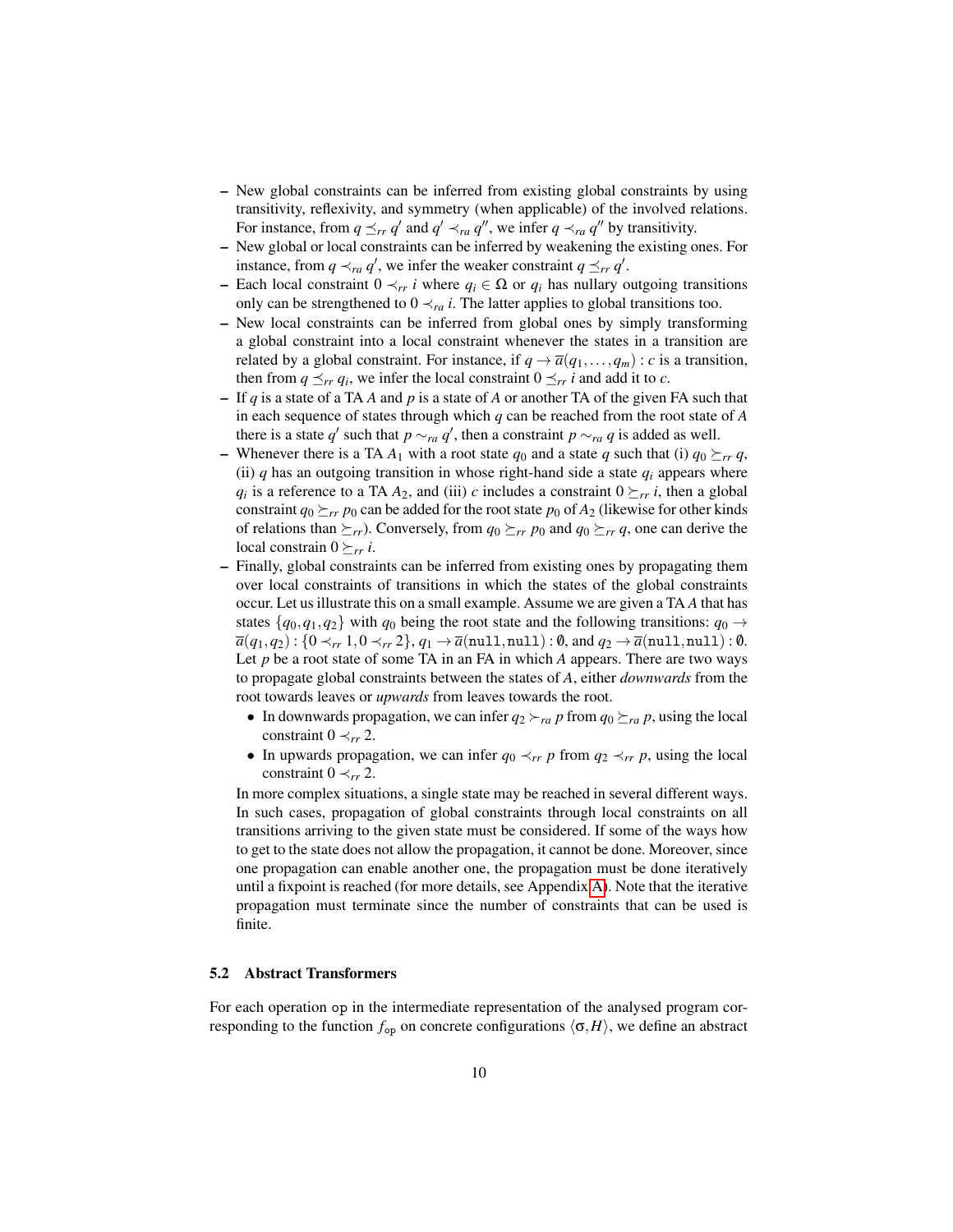- New global constraints can be inferred from existing global constraints by using transitivity, reflexivity, and symmetry (when applicable) of the involved relations. For instance, from $q \preceq_{rr} q'$ and $q' \prec_{ra} q''$, we infer $q \prec_{ra} q''$ by transitivity.
- New global or local constraints can be inferred by weakening the existing ones. For instance, from $q \prec_{ra} q'$, we infer the weaker constraint $q \preceq_{rr} q'$.
- Each local constraint $0 \prec_{rr} i$ where $q_i \in \Omega$ or $q_i$ has nullary outgoing transitions only can be strengthened to $0 \prec_{ra} i$. The latter applies to global transitions too.
- New local constraints can be inferred from global ones by simply transforming a global constraint into a local constraint whenever the states in a transition are related by a global constraint. For instance, if $q \to \overline{a}(q_1, \ldots, q_m) : c$ is a transition, then from $q \preceq_{rr} q_i$, we infer the local constraint $0 \preceq_{rr} i$ and add it to $c$.
- If $q$ is a state of a TA $A$ and $p$ is a state of $A$ or another TA of the given FA such that in each sequence of states through which $q$ can be reached from the root state of $A$ there is a state $q'$ such that $p \sim_{ra} q'$, then a constraint $p \sim_{ra} q$ is added as well.
- Whenever there is a TA $A_1$ with a root state $q_0$ and a state $q$ such that (i) $q_0 \succeq_{rr} q$, (ii) $q$ has an outgoing transition in whose right-hand side a state $q_i$ appears where $q_i$ is a reference to a TA $A_2$, and (iii) $c$ includes a constraint $0 \succeq_{rr} i$, then a global constraint $q_0 \succeq_{rr} p_0$ can be added for the root state $p_0$ of $A_2$ (likewise for other kinds of relations than $\succeq_{rr}$). Conversely, from $q_0 \succeq_{rr} p_0$ and $q_0 \succeq_{rr} q$, one can derive the local constrain $0 \succeq_{rr} i$.
- Finally, global constraints can be inferred from existing ones by propagating them over local constraints of transitions in which the states of the global constraints occur. Let us illustrate this on a small example. Assume we are given a TA $A$ that has states $\{q_0, q_1, q_2\}$ with $q_0$ being the root state and the following transitions: $q_0 \to \overline{a}(q_1, q_2) : \{0 \prec_{rr} 1, 0 \prec_{rr} 2\}$, $q_1 \to \overline{a}(\texttt{null}, \texttt{null}) : \emptyset$, and $q_2 \to \overline{a}(\texttt{null}, \texttt{null}) : \emptyset$. Let $p$ be a root state of some TA in an FA in which $A$ appears. There are two ways to propagate global constraints between the states of $A$, either *downwards* from the root towards leaves or *upwards* from leaves towards the root.
  - In downwards propagation, we can infer $q_2 \succ_{ra} p$ from $q_0 \succeq_{ra} p$, using the local constraint $0 \prec_{rr} 2$.
  - In upwards propagation, we can infer $q_0 \prec_{rr} p$ from $q_2 \prec_{rr} p$, using the local constraint $0 \prec_{rr} 2$.

  In more complex situations, a single state may be reached in several different ways. In such cases, propagation of global constraints through local constraints on all transitions arriving to the given state must be considered. If some of the ways how to get to the state does not allow the propagation, it cannot be done. Moreover, since one propagation can enable another one, the propagation must be done iteratively until a fixpoint is reached (for more details, see Appendix A). Note that the iterative propagation must terminate since the number of constraints that can be used is finite.

### 5.2 Abstract Transformers

For each operation op in the intermediate representation of the analysed program corresponding to the function $f_{\texttt{op}}$ on concrete configurations $\langle \sigma, H \rangle$, we define an abstract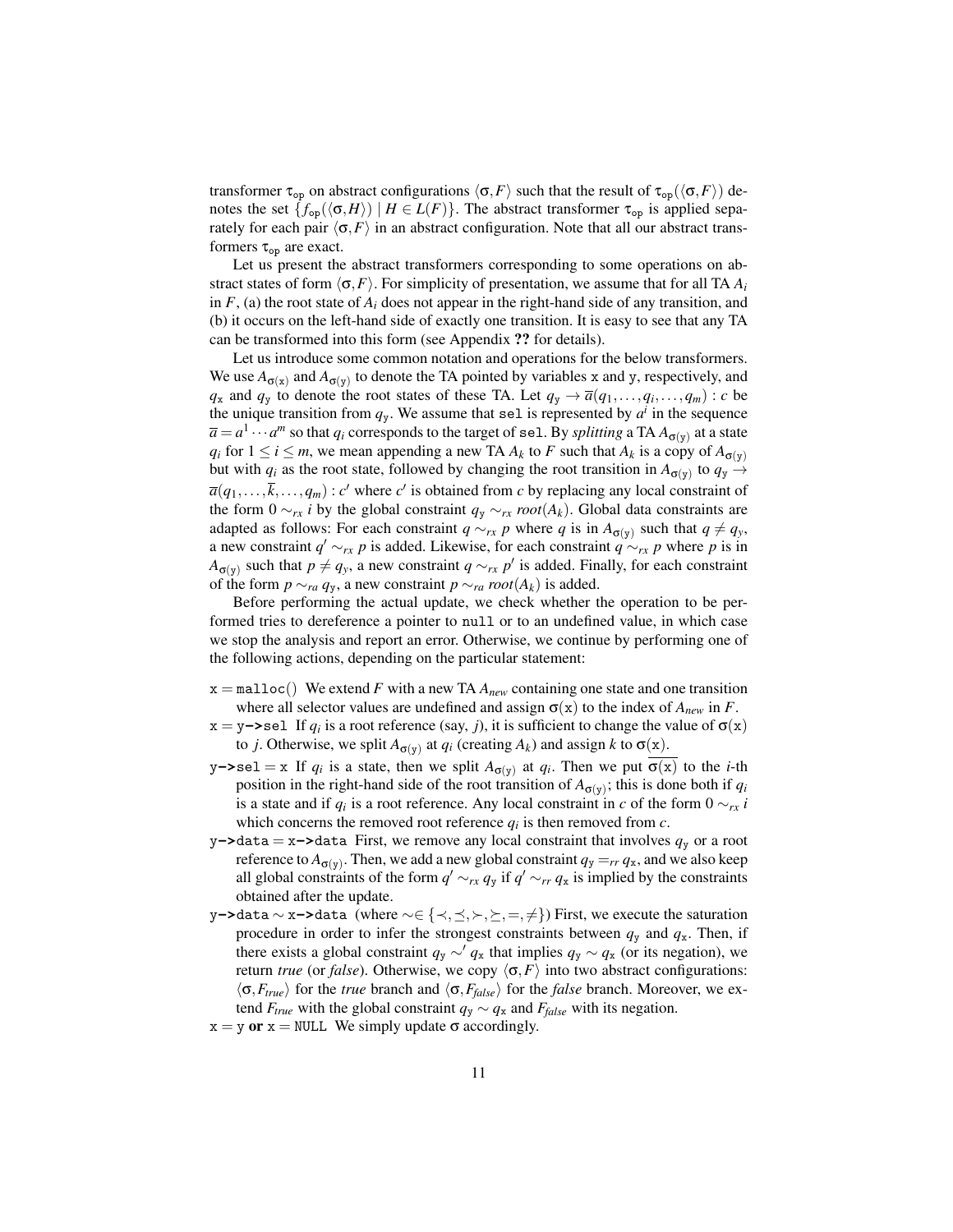transformer $\tau_{\texttt{op}}$ on abstract configurations $\langle\sigma, F\rangle$ such that the result of $\tau_{\texttt{op}}(\langle\sigma, F\rangle)$ denotes the set $\{f_{\texttt{op}}(\langle\sigma, H\rangle) \mid H \in L(F)\}$. The abstract transformer $\tau_{\texttt{op}}$ is applied separately for each pair $\langle\sigma, F\rangle$ in an abstract configuration. Note that all our abstract transformers $\tau_{\texttt{op}}$ are exact.

Let us present the abstract transformers corresponding to some operations on abstract states of form $\langle\sigma, F\rangle$. For simplicity of presentation, we assume that for all TA $A_i$ in $F$, (a) the root state of $A_i$ does not appear in the right-hand side of any transition, and (b) it occurs on the left-hand side of exactly one transition. It is easy to see that any TA can be transformed into this form (see Appendix **??** for details).

Let us introduce some common notation and operations for the below transformers. We use $A_{\sigma(\texttt{x})}$ and $A_{\sigma(\texttt{y})}$ to denote the TA pointed by variables `x` and `y`, respectively, and $q_{\texttt{x}}$ and $q_{\texttt{y}}$ to denote the root states of these TA. Let $q_{\texttt{y}} \to \overline{a}(q_1, \ldots, q_i, \ldots, q_m) : c$ be the unique transition from $q_{\texttt{y}}$. We assume that `sel` is represented by $a^i$ in the sequence $\overline{a} = a^1 \cdots a^m$ so that $q_i$ corresponds to the target of `sel`. By *splitting* a TA $A_{\sigma(\texttt{y})}$ at a state $q_i$ for $1 \leq i \leq m$, we mean appending a new TA $A_k$ to $F$ such that $A_k$ is a copy of $A_{\sigma(\texttt{y})}$ but with $q_i$ as the root state, followed by changing the root transition in $A_{\sigma(\texttt{y})}$ to $q_{\texttt{y}} \to \overline{a}(q_1, \ldots, \overline{k}, \ldots, q_m) : c'$ where $c'$ is obtained from $c$ by replacing any local constraint of the form $0 \sim_{rx} i$ by the global constraint $q_{\texttt{y}} \sim_{rx} root(A_k)$. Global data constraints are adapted as follows: For each constraint $q \sim_{rx} p$ where $q$ is in $A_{\sigma(\texttt{y})}$ such that $q \neq q_{\texttt{y}}$, a new constraint $q' \sim_{rx} p$ is added. Likewise, for each constraint $q \sim_{rx} p$ where $p$ is in $A_{\sigma(\texttt{y})}$ such that $p \neq q_{\texttt{y}}$, a new constraint $q \sim_{rx} p'$ is added. Finally, for each constraint of the form $p \sim_{ra} q_{\texttt{y}}$, a new constraint $p \sim_{ra} root(A_k)$ is added.

Before performing the actual update, we check whether the operation to be performed tries to dereference a pointer to `null` or to an undefined value, in which case we stop the analysis and report an error. Otherwise, we continue by performing one of the following actions, depending on the particular statement:

- $\texttt{x} = \texttt{malloc}()$ We extend $F$ with a new TA $A_{new}$ containing one state and one transition where all selector values are undefined and assign $\sigma(\texttt{x})$ to the index of $A_{new}$ in $F$.
- `x = y->sel` If $q_i$ is a root reference (say, $j$), it is sufficient to change the value of $\sigma(\texttt{x})$ to $j$. Otherwise, we split $A_{\sigma(\texttt{y})}$ at $q_i$ (creating $A_k$) and assign $k$ to $\sigma(\texttt{x})$.
- `y->sel = x` If $q_i$ is a state, then we split $A_{\sigma(\texttt{y})}$ at $q_i$. Then we put $\overline{\sigma(\texttt{x})}$ to the $i$-th position in the right-hand side of the root transition of $A_{\sigma(\texttt{y})}$; this is done both if $q_i$ is a state and if $q_i$ is a root reference. Any local constraint in $c$ of the form $0 \sim_{rx} i$ which concerns the removed root reference $q_i$ is then removed from $c$.
- `y->data = x->data` First, we remove any local constraint that involves $q_{\texttt{y}}$ or a root reference to $A_{\sigma(\texttt{y})}$. Then, we add a new global constraint $q_{\texttt{y}} =_{rr} q_{\texttt{x}}$, and we also keep all global constraints of the form $q' \sim_{rx} q_{\texttt{y}}$ if $q' \sim_{rr} q_{\texttt{x}}$ is implied by the constraints obtained after the update.
- `y->data` $\sim$ `x->data` (where $\sim \in \{\prec, \preceq, \succ, \succeq, =, \neq\}$) First, we execute the saturation procedure in order to infer the strongest constraints between $q_{\texttt{y}}$ and $q_{\texttt{x}}$. Then, if there exists a global constraint $q_{\texttt{y}} \sim' q_{\texttt{x}}$ that implies $q_{\texttt{y}} \sim q_{\texttt{x}}$ (or its negation), we return *true* (or *false*). Otherwise, we copy $\langle\sigma, F\rangle$ into two abstract configurations: $\langle\sigma, F_{true}\rangle$ for the *true* branch and $\langle\sigma, F_{false}\rangle$ for the *false* branch. Moreover, we extend $F_{true}$ with the global constraint $q_{\texttt{y}} \sim q_{\texttt{x}}$ and $F_{false}$ with its negation.
- $\texttt{x} = \texttt{y}$ **or** $\texttt{x} = \texttt{NULL}$ We simply update $\sigma$ accordingly.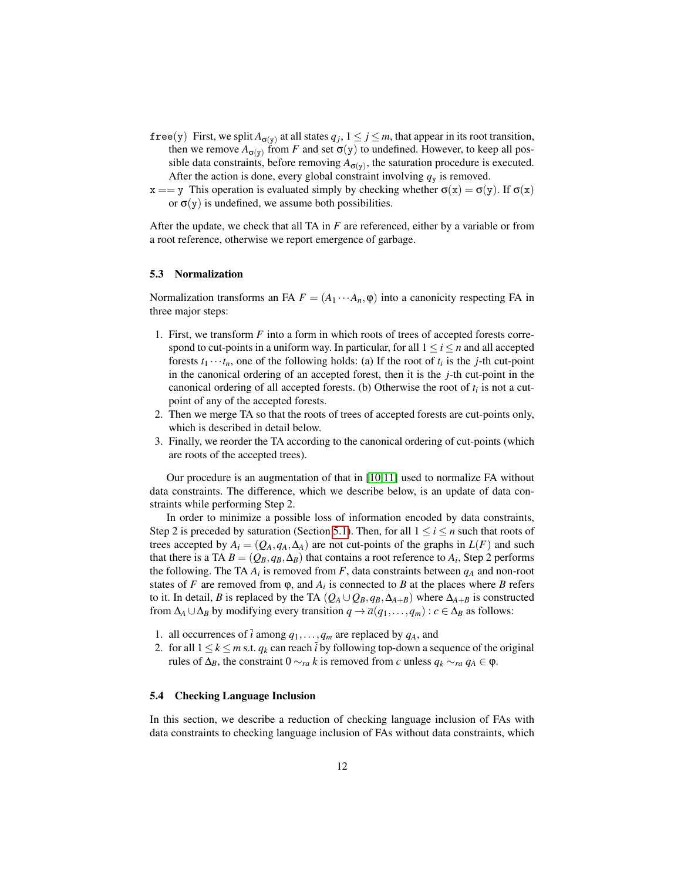`free(y)` First, we split $A_{\sigma(\mathtt{y})}$ at all states $q_j$, $1 \leq j \leq m$, that appear in its root transition, then we remove $A_{\sigma(\mathtt{y})}$ from $F$ and set $\sigma(\mathtt{y})$ to undefined. However, to keep all possible data constraints, before removing $A_{\sigma(\mathtt{y})}$, the saturation procedure is executed. After the action is done, every global constraint involving $q_{\mathtt{y}}$ is removed.

`x == y` This operation is evaluated simply by checking whether $\sigma(\mathtt{x}) = \sigma(\mathtt{y})$. If $\sigma(\mathtt{x})$ or $\sigma(\mathtt{y})$ is undefined, we assume both possibilities.

After the update, we check that all TA in $F$ are referenced, either by a variable or from a root reference, otherwise we report emergence of garbage.

### 5.3 Normalization

Normalization transforms an FA $F = (A_1 \cdots A_n, \varphi)$ into a canonicity respecting FA in three major steps:

1. First, we transform $F$ into a form in which roots of trees of accepted forests correspond to cut-points in a uniform way. In particular, for all $1 \leq i \leq n$ and all accepted forests $t_1 \cdots t_n$, one of the following holds: (a) If the root of $t_i$ is the $j$-th cut-point in the canonical ordering of an accepted forest, then it is the $j$-th cut-point in the canonical ordering of all accepted forests. (b) Otherwise the root of $t_i$ is not a cut-point of any of the accepted forests.
2. Then we merge TA so that the roots of trees of accepted forests are cut-points only, which is described in detail below.
3. Finally, we reorder the TA according to the canonical ordering of cut-points (which are roots of the accepted trees).

Our procedure is an augmentation of that in [10,11] used to normalize FA without data constraints. The difference, which we describe below, is an update of data constraints while performing Step 2.

In order to minimize a possible loss of information encoded by data constraints, Step 2 is preceded by saturation (Section 5.1). Then, for all $1 \leq i \leq n$ such that roots of trees accepted by $A_i = (Q_A, q_A, \Delta_A)$ are not cut-points of the graphs in $L(F)$ and such that there is a TA $B = (Q_B, q_B, \Delta_B)$ that contains a root reference to $A_i$, Step 2 performs the following. The TA $A_i$ is removed from $F$, data constraints between $q_A$ and non-root states of $F$ are removed from $\varphi$, and $A_i$ is connected to $B$ at the places where $B$ refers to it. In detail, $B$ is replaced by the TA $(Q_A \cup Q_B, q_B, \Delta_{A+B})$ where $\Delta_{A+B}$ is constructed from $\Delta_A \cup \Delta_B$ by modifying every transition $q \to \overline{a}(q_1, \ldots, q_m) : c \in \Delta_B$ as follows:

1. all occurrences of $\bar{i}$ among $q_1, \ldots, q_m$ are replaced by $q_A$, and
2. for all $1 \leq k \leq m$ s.t. $q_k$ can reach $\bar{i}$ by following top-down a sequence of the original rules of $\Delta_B$, the constraint $0 \sim_{ra} k$ is removed from $c$ unless $q_k \sim_{ra} q_A \in \varphi$.

### 5.4 Checking Language Inclusion

In this section, we describe a reduction of checking language inclusion of FAs with data constraints to checking language inclusion of FAs without data constraints, which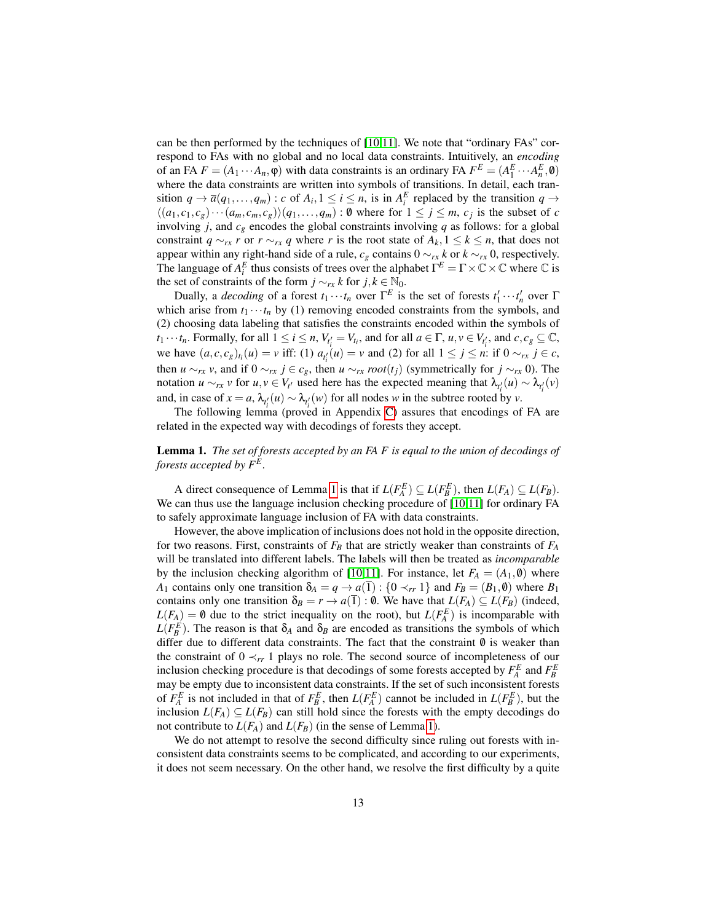can be then performed by the techniques of [10,11]. We note that "ordinary FAs" correspond to FAs with no global and no local data constraints. Intuitively, an *encoding* of an FA $F = (A_1 \cdots A_n, \varphi)$ with data constraints is an ordinary FA $F^E = (A_1^E \cdots A_n^E, \emptyset)$ where the data constraints are written into symbols of transitions. In detail, each transition $q \to \overline{a}(q_1, \ldots, q_m) : c$ of $A_i, 1 \leq i \leq n$, is in $A_i^E$ replaced by the transition $q \to \langle (a_1, c_1, c_g) \cdots (a_m, c_m, c_g) \rangle (q_1, \ldots, q_m) : \emptyset$ where for $1 \leq j \leq m$, $c_j$ is the subset of $c$ involving $j$, and $c_g$ encodes the global constraints involving $q$ as follows: for a global constraint $q \sim_{rx} r$ or $r \sim_{rx} q$ where $r$ is the root state of $A_k, 1 \leq k \leq n$, that does not appear within any right-hand side of a rule, $c_g$ contains $0 \sim_{rx} k$ or $k \sim_{rx} 0$, respectively. The language of $A_i^E$ thus consists of trees over the alphabet $\Gamma^E = \Gamma \times \mathbb{C} \times \mathbb{C}$ where $\mathbb{C}$ is the set of constraints of the form $j \sim_{rx} k$ for $j, k \in \mathbb{N}_0$.

Dually, a *decoding* of a forest $t_1 \cdots t_n$ over $\Gamma^E$ is the set of forests $t_1' \cdots t_n'$ over $\Gamma$ which arise from $t_1 \cdots t_n$ by (1) removing encoded constraints from the symbols, and (2) choosing data labeling that satisfies the constraints encoded within the symbols of $t_1 \cdots t_n$. Formally, for all $1 \leq i \leq n$, $V_{t_i'} = V_{t_i}$, and for all $a \in \Gamma$, $u, v \in V_{t_i'}$, and for $c, c_g \subseteq \mathbb{C}$, we have $(a, c, c_g)_{t_i}(u) = v$ iff: (1) $a_{t_i'}(u) = v$ and (2) for all $1 \leq j \leq n$: if $0 \sim_{rx} j \in c$, then $u \sim_{rx} v$, and if $0 \sim_{rx} j \in c_g$, then $u \sim_{rx} root(t_j)$ (symmetrically for $j \sim_{rx} 0$). The notation $u \sim_{rx} v$ for $u, v \in V_{t'}$ used here has the expected meaning that $\lambda_{t_i'}(u) \sim \lambda_{t_i'}(v)$ and, in case of $x = a$, $\lambda_{t_i'}(u) \sim \lambda_{t_i'}(w)$ for all nodes $w$ in the subtree rooted by $v$.

The following lemma (proved in Appendix C) assures that encodings of FA are related in the expected way with decodings of forests they accept.

**Lemma 1.** *The set of forests accepted by an FA F is equal to the union of decodings of forests accepted by $F^E$.*

A direct consequence of Lemma 1 is that if $L(F_A^E) \subseteq L(F_B^E)$, then $L(F_A) \subseteq L(F_B)$. We can thus use the language inclusion checking procedure of [10,11] for ordinary FA to safely approximate language inclusion of FA with data constraints.

However, the above implication of inclusions does not hold in the opposite direction, for two reasons. First, constraints of $F_B$ that are strictly weaker than constraints of $F_A$ will be translated into different labels. The labels will then be treated as *incomparable* by the inclusion checking algorithm of [10,11]. For instance, let $F_A = (A_1, \emptyset)$ where $A_1$ contains only one transition $\delta_A = q \to a(\overline{1}) : \{0 \prec_{rr} 1\}$ and $F_B = (B_1, \emptyset)$ where $B_1$ contains only one transition $\delta_B = r \to a(\overline{1}) : \emptyset$. We have that $L(F_A) \subseteq L(F_B)$ (indeed, $L(F_A) = \emptyset$ due to the strict inequality on the root), but $L(F_A^E)$ is incomparable with $L(F_B^E)$. The reason is that $\delta_A$ and $\delta_B$ are encoded as transitions the symbols of which differ due to different data constraints. The fact that the constraint $\emptyset$ is weaker than the constraint of $0 \prec_{rr} 1$ plays no role. The second source of incompleteness of our inclusion checking procedure is that decodings of some forests accepted by $F_A^E$ and $F_B^E$ may be empty due to inconsistent data constraints. If the set of such inconsistent forests of $F_A^E$ is not included in that of $F_B^E$, then $L(F_A^E)$ cannot be included in $L(F_B^E)$, but the inclusion $L(F_A) \subseteq L(F_B)$ can still hold since the forests with the empty decodings do not contribute to $L(F_A)$ and $L(F_B)$ (in the sense of Lemma 1).

We do not attempt to resolve the second difficulty since ruling out forests with inconsistent data constraints seems to be complicated, and according to our experiments, it does not seem necessary. On the other hand, we resolve the first difficulty by a quite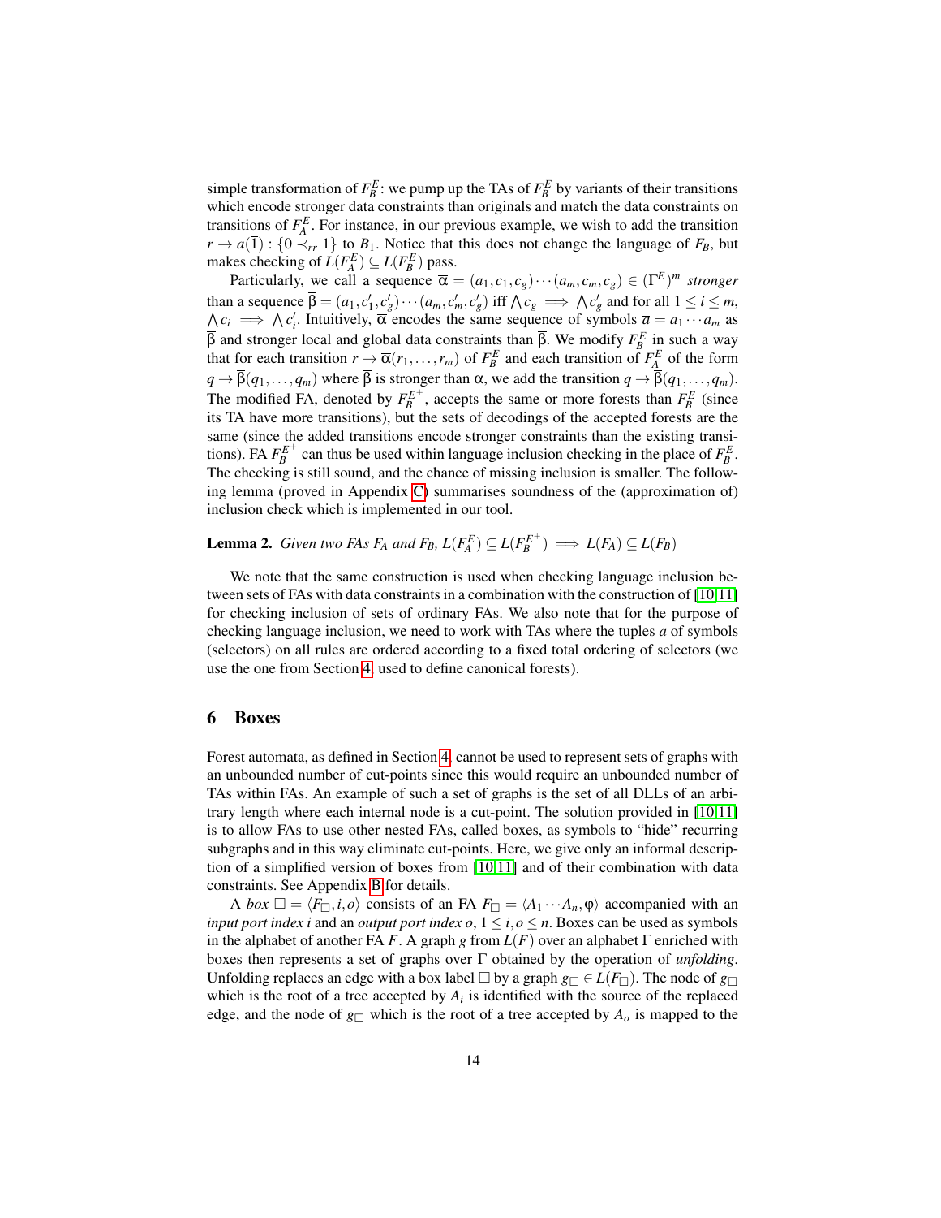simple transformation of $F_B^E$: we pump up the TAs of $F_B^E$ by variants of their transitions which encode stronger data constraints than originals and match the data constraints on transitions of $F_A^E$. For instance, in our previous example, we wish to add the transition $r \to a(\overline{1}) : \{0 \prec_{rr} 1\}$ to $B_1$. Notice that this does not change the language of $F_B$, but makes checking of $L(F_A^E) \subseteq L(F_B^E)$ pass.

Particularly, we call a sequence $\overline{\alpha} = (a_1, c_1, c_g) \cdots (a_m, c_m, c_g) \in (\Gamma^E)^m$ *stronger* than a sequence $\overline{\beta} = (a_1, c_1', c_g') \cdots (a_m, c_m', c_g')$ iff $\bigwedge c_g \implies \bigwedge c_g'$ and for all $1 \leq i \leq m$, $\bigwedge c_i \implies \bigwedge c_i'$. Intuitively, $\overline{\alpha}$ encodes the same sequence of symbols $\overline{a} = a_1 \cdots a_m$ as $\overline{\beta}$ and stronger local and global data constraints than $\overline{\beta}$. We modify $F_B^E$ in such a way that for each transition $r \to \overline{\alpha}(r_1, \ldots, r_m)$ of $F_B^E$ and each transition of $F_A^E$ of the form $q \to \overline{\beta}(q_1, \ldots, q_m)$ where $\overline{\beta}$ is stronger than $\overline{\alpha}$, we add the transition $q \to \overline{\beta}(q_1, \ldots, q_m)$. The modified FA, denoted by $F_B^{E^+}$, accepts the same or more forests than $F_B^E$ (since its TA have more transitions), but the sets of decodings of the accepted forests are the same (since the added transitions encode stronger constraints than the existing transitions). FA $F_B^{E^+}$ can thus be used within language inclusion checking in the place of $F_B^E$. The checking is still sound, and the chance of missing inclusion is smaller. The following lemma (proved in Appendix C) summarises soundness of the (approximation of) inclusion check which is implemented in our tool.

**Lemma 2.** *Given two FAs $F_A$ and $F_B$, $L(F_A^E) \subseteq L(F_B^{E^+}) \implies L(F_A) \subseteq L(F_B)$*

We note that the same construction is used when checking language inclusion between sets of FAs with data constraints in a combination with the construction of [10,11] for checking inclusion of sets of ordinary FAs. We also note that for the purpose of checking language inclusion, we need to work with TAs where the tuples $\overline{a}$ of symbols (selectors) on all rules are ordered according to a fixed total ordering of selectors (we use the one from Section 4, used to define canonical forests).

## 6 Boxes

Forest automata, as defined in Section 4, cannot be used to represent sets of graphs with an unbounded number of cut-points since this would require an unbounded number of TAs within FAs. An example of such a set of graphs is the set of all DLLs of an arbitrary length where each internal node is a cut-point. The solution provided in [10,11] is to allow FAs to use other nested FAs, called boxes, as symbols to "hide" recurring subgraphs and in this way eliminate cut-points. Here, we give only an informal description of a simplified version of boxes from [10,11] and of their combination with data constraints. See Appendix B for details.

A *box* $\square = \langle F_\square, i, o \rangle$ consists of an FA $F_\square = \langle A_1 \cdots A_n, \varphi \rangle$ accompanied with an *input port index* $i$ and an *output port index* $o$, $1 \leq i, o \leq n$. Boxes can be used as symbols in the alphabet of another FA $F$. A graph $g$ from $L(F)$ over an alphabet $\Gamma$ enriched with boxes then represents a set of graphs over $\Gamma$ obtained by the operation of *unfolding*. Unfolding replaces an edge with a box label $\square$ by a graph $g_\square \in L(F_\square)$. The node of $g_\square$ which is the root of a tree accepted by $A_i$ is identified with the source of the replaced edge, and the node of $g_\square$ which is the root of a tree accepted by $A_o$ is mapped to the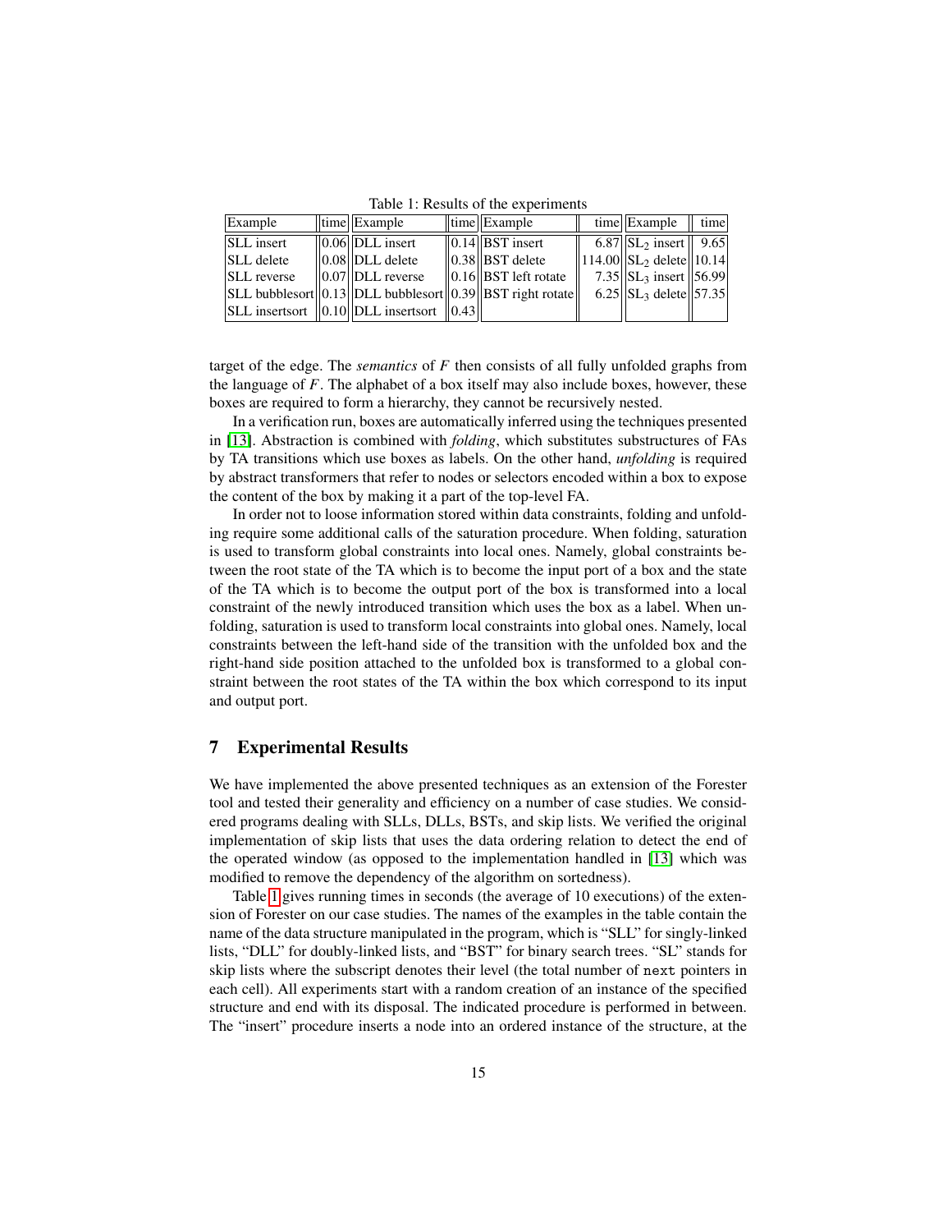Table 1: Results of the experiments

| Example | time | Example | time | Example | time | Example | time |
|---|---|---|---|---|---|---|---|
| SLL insert | 0.06 | DLL insert | 0.14 | BST insert | 6.87 | $SL_2$ insert | 9.65 |
| SLL delete | 0.08 | DLL delete | 0.38 | BST delete | 114.00 | $SL_2$ delete | 10.14 |
| SLL reverse | 0.07 | DLL reverse | 0.16 | BST left rotate | 7.35 | $SL_3$ insert | 56.99 |
| SLL bubblesort | 0.13 | DLL bubblesort | 0.39 | BST right rotate | 6.25 | $SL_3$ delete | 57.35 |
| SLL insertsort | 0.10 | DLL insertsort | 0.43 | | | | |

target of the edge. The *semantics* of $F$ then consists of all fully unfolded graphs from the language of $F$. The alphabet of a box itself may also include boxes, however, these boxes are required to form a hierarchy, they cannot be recursively nested.

In a verification run, boxes are automatically inferred using the techniques presented in [13]. Abstraction is combined with *folding*, which substitutes substructures of FAs by TA transitions which use boxes as labels. On the other hand, *unfolding* is required by abstract transformers that refer to nodes or selectors encoded within a box to expose the content of the box by making it a part of the top-level FA.

In order not to loose information stored within data constraints, folding and unfolding require some additional calls of the saturation procedure. When folding, saturation is used to transform global constraints into local ones. Namely, global constraints between the root state of the TA which is to become the input port of a box and the state of the TA which is to become the output port of the box is transformed into a local constraint of the newly introduced transition which uses the box as a label. When unfolding, saturation is used to transform local constraints into global ones. Namely, local constraints between the left-hand side of the transition with the unfolded box and the right-hand side position attached to the unfolded box is transformed to a global constraint between the root states of the TA within the box which correspond to its input and output port.

## 7 Experimental Results

We have implemented the above presented techniques as an extension of the Forester tool and tested their generality and efficiency on a number of case studies. We considered programs dealing with SLLs, DLLs, BSTs, and skip lists. We verified the original implementation of skip lists that uses the data ordering relation to detect the end of the operated window (as opposed to the implementation handled in [13] which was modified to remove the dependency of the algorithm on sortedness).

Table 1 gives running times in seconds (the average of 10 executions) of the extension of Forester on our case studies. The names of the examples in the table contain the name of the data structure manipulated in the program, which is "SLL" for singly-linked lists, "DLL" for doubly-linked lists, and "BST" for binary search trees. "SL" stands for skip lists where the subscript denotes their level (the total number of `next` pointers in each cell). All experiments start with a random creation of an instance of the specified structure and end with its disposal. The indicated procedure is performed in between. The "insert" procedure inserts a node into an ordered instance of the structure, at the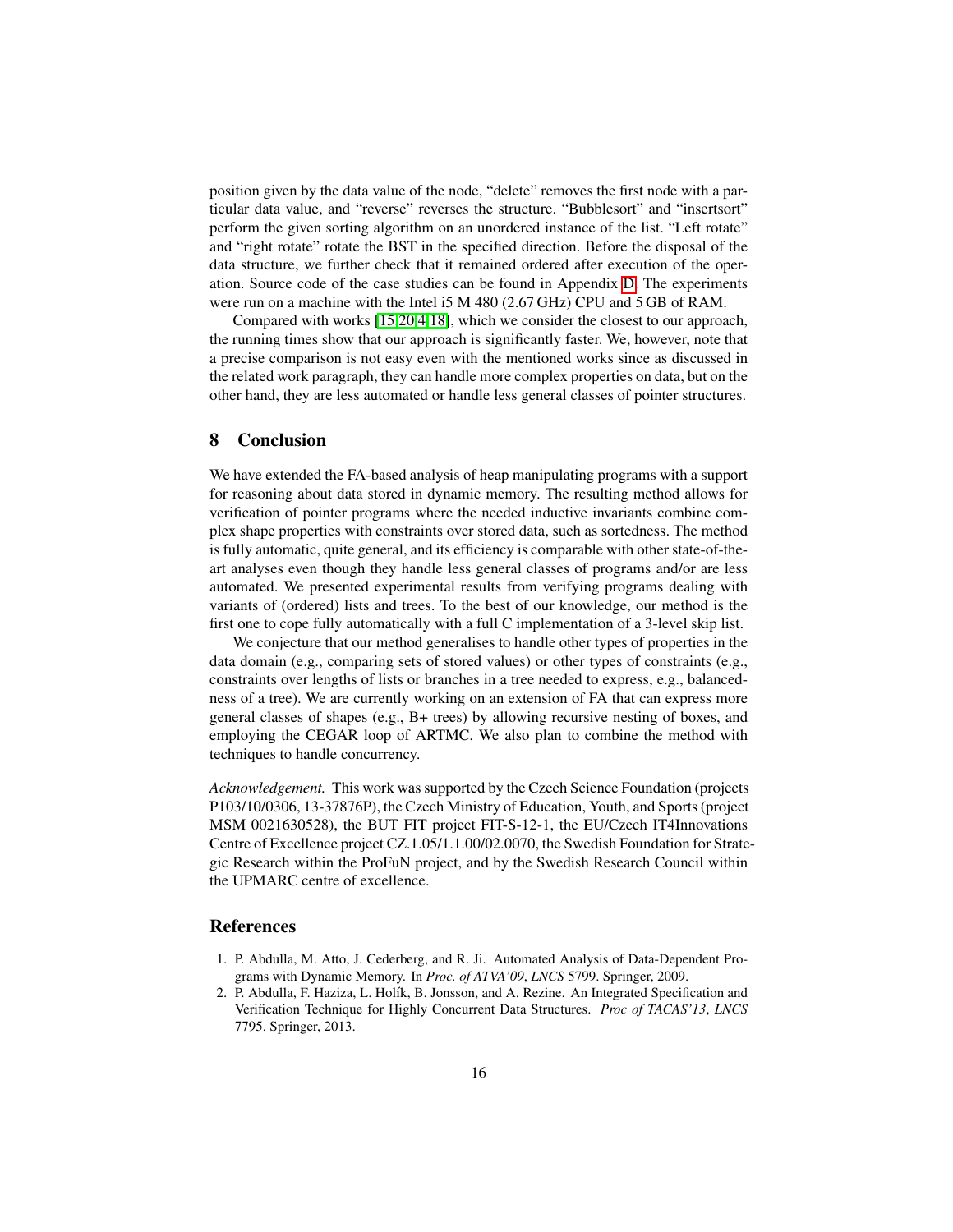position given by the data value of the node, "delete" removes the first node with a particular data value, and "reverse" reverses the structure. "Bubblesort" and "insertsort" perform the given sorting algorithm on an unordered instance of the list. "Left rotate" and "right rotate" rotate the BST in the specified direction. Before the disposal of the data structure, we further check that it remained ordered after execution of the operation. Source code of the case studies can be found in Appendix D. The experiments were run on a machine with the Intel i5 M 480 (2.67 GHz) CPU and 5 GB of RAM.

Compared with works [15,20,4,18], which we consider the closest to our approach, the running times show that our approach is significantly faster. We, however, note that a precise comparison is not easy even with the mentioned works since as discussed in the related work paragraph, they can handle more complex properties on data, but on the other hand, they are less automated or handle less general classes of pointer structures.

## 8 Conclusion

We have extended the FA-based analysis of heap manipulating programs with a support for reasoning about data stored in dynamic memory. The resulting method allows for verification of pointer programs where the needed inductive invariants combine complex shape properties with constraints over stored data, such as sortedness. The method is fully automatic, quite general, and its efficiency is comparable with other state-of-the-art analyses even though they handle less general classes of programs and/or are less automated. We presented experimental results from verifying programs dealing with variants of (ordered) lists and trees. To the best of our knowledge, our method is the first one to cope fully automatically with a full C implementation of a 3-level skip list.

We conjecture that our method generalises to handle other types of properties in the data domain (e.g., comparing sets of stored values) or other types of constraints (e.g., constraints over lengths of lists or branches in a tree needed to express, e.g., balancedness of a tree). We are currently working on an extension of FA that can express more general classes of shapes (e.g., B+ trees) by allowing recursive nesting of boxes, and employing the CEGAR loop of ARTMC. We also plan to combine the method with techniques to handle concurrency.

*Acknowledgement.* This work was supported by the Czech Science Foundation (projects P103/10/0306, 13-37876P), the Czech Ministry of Education, Youth, and Sports (project MSM 0021630528), the BUT FIT project FIT-S-12-1, the EU/Czech IT4Innovations Centre of Excellence project CZ.1.05/1.1.00/02.0070, the Swedish Foundation for Strategic Research within the ProFuN project, and by the Swedish Research Council within the UPMARC centre of excellence.

## References

1. P. Abdulla, M. Atto, J. Cederberg, and R. Ji. Automated Analysis of Data-Dependent Programs with Dynamic Memory. In *Proc. of ATVA'09*, *LNCS* 5799. Springer, 2009.
2. P. Abdulla, F. Haziza, L. Holík, B. Jonsson, and A. Rezine. An Integrated Specification and Verification Technique for Highly Concurrent Data Structures. *Proc of TACAS'13*, *LNCS* 7795. Springer, 2013.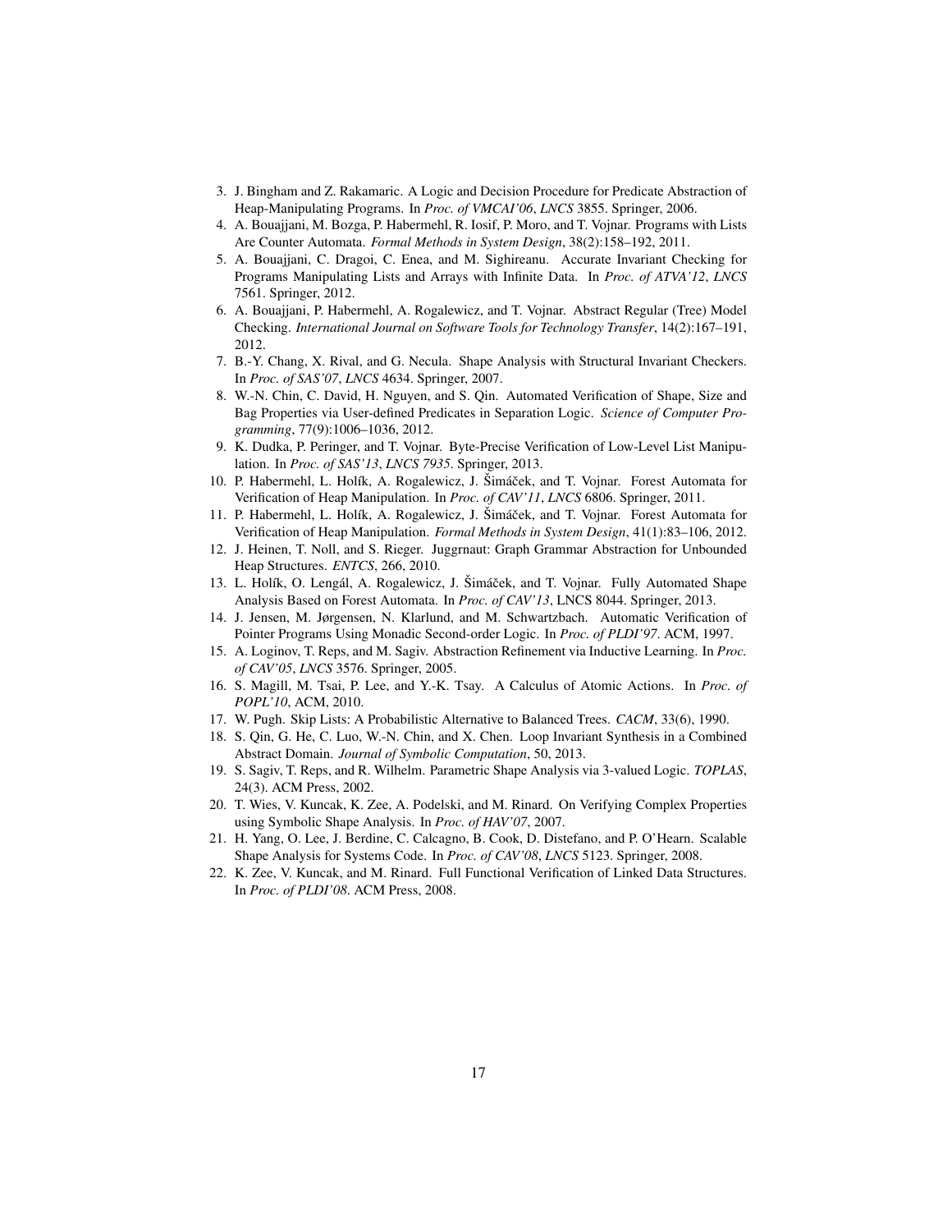3. J. Bingham and Z. Rakamaric. A Logic and Decision Procedure for Predicate Abstraction of Heap-Manipulating Programs. In *Proc. of VMCAI'06*, *LNCS* 3855. Springer, 2006.
4. A. Bouajjani, M. Bozga, P. Habermehl, R. Iosif, P. Moro, and T. Vojnar. Programs with Lists Are Counter Automata. *Formal Methods in System Design*, 38(2):158–192, 2011.
5. A. Bouajjani, C. Dragoi, C. Enea, and M. Sighireanu. Accurate Invariant Checking for Programs Manipulating Lists and Arrays with Infinite Data. In *Proc. of ATVA'12*, *LNCS* 7561. Springer, 2012.
6. A. Bouajjani, P. Habermehl, A. Rogalewicz, and T. Vojnar. Abstract Regular (Tree) Model Checking. *International Journal on Software Tools for Technology Transfer*, 14(2):167–191, 2012.
7. B.-Y. Chang, X. Rival, and G. Necula. Shape Analysis with Structural Invariant Checkers. In *Proc. of SAS'07*, *LNCS* 4634. Springer, 2007.
8. W.-N. Chin, C. David, H. Nguyen, and S. Qin. Automated Verification of Shape, Size and Bag Properties via User-defined Predicates in Separation Logic. *Science of Computer Programming*, 77(9):1006–1036, 2012.
9. K. Dudka, P. Peringer, and T. Vojnar. Byte-Precise Verification of Low-Level List Manipulation. In *Proc. of SAS'13*, *LNCS 7935*. Springer, 2013.
10. P. Habermehl, L. Holík, A. Rogalewicz, J. Šimáček, and T. Vojnar. Forest Automata for Verification of Heap Manipulation. In *Proc. of CAV'11*, *LNCS* 6806. Springer, 2011.
11. P. Habermehl, L. Holík, A. Rogalewicz, J. Šimáček, and T. Vojnar. Forest Automata for Verification of Heap Manipulation. *Formal Methods in System Design*, 41(1):83–106, 2012.
12. J. Heinen, T. Noll, and S. Rieger. Juggrnaut: Graph Grammar Abstraction for Unbounded Heap Structures. *ENTCS*, 266, 2010.
13. L. Holík, O. Lengál, A. Rogalewicz, J. Šimáček, and T. Vojnar. Fully Automated Shape Analysis Based on Forest Automata. In *Proc. of CAV'13*, LNCS 8044. Springer, 2013.
14. J. Jensen, M. Jørgensen, N. Klarlund, and M. Schwartzbach. Automatic Verification of Pointer Programs Using Monadic Second-order Logic. In *Proc. of PLDI'97*. ACM, 1997.
15. A. Loginov, T. Reps, and M. Sagiv. Abstraction Refinement via Inductive Learning. In *Proc. of CAV'05*, *LNCS* 3576. Springer, 2005.
16. S. Magill, M. Tsai, P. Lee, and Y.-K. Tsay. A Calculus of Atomic Actions. In *Proc. of POPL'10*, ACM, 2010.
17. W. Pugh. Skip Lists: A Probabilistic Alternative to Balanced Trees. *CACM*, 33(6), 1990.
18. S. Qin, G. He, C. Luo, W.-N. Chin, and X. Chen. Loop Invariant Synthesis in a Combined Abstract Domain. *Journal of Symbolic Computation*, 50, 2013.
19. S. Sagiv, T. Reps, and R. Wilhelm. Parametric Shape Analysis via 3-valued Logic. *TOPLAS*, 24(3). ACM Press, 2002.
20. T. Wies, V. Kuncak, K. Zee, A. Podelski, and M. Rinard. On Verifying Complex Properties using Symbolic Shape Analysis. In *Proc. of HAV'07*, 2007.
21. H. Yang, O. Lee, J. Berdine, C. Calcagno, B. Cook, D. Distefano, and P. O'Hearn. Scalable Shape Analysis for Systems Code. In *Proc. of CAV'08*, *LNCS* 5123. Springer, 2008.
22. K. Zee, V. Kuncak, and M. Rinard. Full Functional Verification of Linked Data Structures. In *Proc. of PLDI'08*. ACM Press, 2008.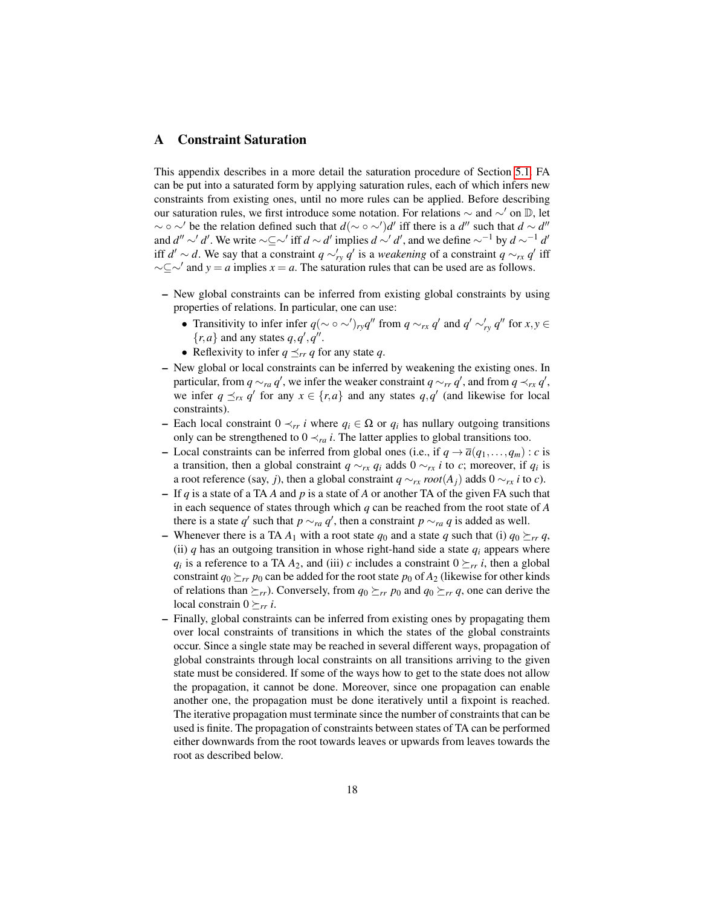## A Constraint Saturation

This appendix describes in a more detail the saturation procedure of Section 5.1. FA can be put into a saturated form by applying saturation rules, each of which infers new constraints from existing ones, until no more rules can be applied. Before describing our saturation rules, we first introduce some notation. For relations $\sim$ and $\sim'$ on $\mathbb{D}$, let $\sim \circ \sim'$ be the relation defined such that $d(\sim \circ \sim')d'$ iff there is a $d''$ such that $d \sim d''$ and $d'' \sim' d'$. We write $\sim \subseteq \sim'$ iff $d \sim d'$ implies $d \sim' d'$, and we define $\sim^{-1}$ by $d \sim^{-1} d'$ iff $d' \sim d$. We say that a constraint $q \sim'_{ry} q'$ is a *weakening* of a constraint $q \sim_{rx} q'$ iff $\sim \subseteq \sim'$ and $y = a$ implies $x = a$. The saturation rules that can be used are as follows.

- New global constraints can be inferred from existing global constraints by using properties of relations. In particular, one can use:
  - Transitivity to infer infer $q(\sim \circ \sim')_{ry}q''$ from $q \sim_{rx} q'$ and $q' \sim'_{ry} q''$ for $x, y \in \{r, a\}$ and any states $q, q', q''$.
  - Reflexivity to infer $q \preceq_{rr} q$ for any state $q$.
- New global or local constraints can be inferred by weakening the existing ones. In particular, from $q \sim_{ra} q'$, we infer the weaker constraint $q \sim_{rr} q'$, and from $q \prec_{rx} q'$, we infer $q \preceq_{rx} q'$ for any $x \in \{r, a\}$ and any states $q, q'$ (and likewise for local constraints).
- Each local constraint $0 \prec_{rr} i$ where $q_i \in \Omega$ or $q_i$ has nullary outgoing transitions only can be strengthened to $0 \prec_{ra} i$. The latter applies to global transitions too.
- Local constraints can be inferred from global ones (i.e., if $q \to \overline{a}(q_1, \ldots, q_m) : c$ is a transition, then a global constraint $q \sim_{rx} q_i$ adds $0 \sim_{rx} i$ to $c$; moreover, if $q_i$ is a root reference (say, $j$), then a global constraint $q \sim_{rx} root(A_j)$ adds $0 \sim_{rx} i$ to $c$).
- If $q$ is a state of a TA $A$ and $p$ is a state of $A$ or another TA of the given FA such that in each sequence of states through which $q$ can be reached from the root state of $A$ there is a state $q'$ such that $p \sim_{ra} q'$, then a constraint $p \sim_{ra} q$ is added as well.
- Whenever there is a TA $A_1$ with a root state $q_0$ and a state $q$ such that (i) $q_0 \succeq_{rr} q$, (ii) $q$ has an outgoing transition in whose right-hand side a state $q_i$ appears where $q_i$ is a reference to a TA $A_2$, and (iii) $c$ includes a constraint $0 \succeq_{rr} i$, then a global constraint $q_0 \succeq_{rr} p_0$ can be added for the root state $p_0$ of $A_2$ (likewise for other kinds of relations than $\succeq_{rr}$). Conversely, from $q_0 \succeq_{rr} p_0$ and $q_0 \succeq_{rr} q$, one can derive the local constrain $0 \succeq_{rr} i$.
- Finally, global constraints can be inferred from existing ones by propagating them over local constraints of transitions in which the states of the global constraints occur. Since a single state may be reached in several different ways, propagation of global constraints through local constraints on all transitions arriving to the given state must be considered. If some of the ways how to get to the state does not allow the propagation, it cannot be done. Moreover, since one propagation can enable another one, the propagation must be done iteratively until a fixpoint is reached. The iterative propagation must terminate since the number of constraints that can be used is finite. The propagation of constraints between states of TA can be performed either downwards from the root towards leaves or upwards from leaves towards the root as described below.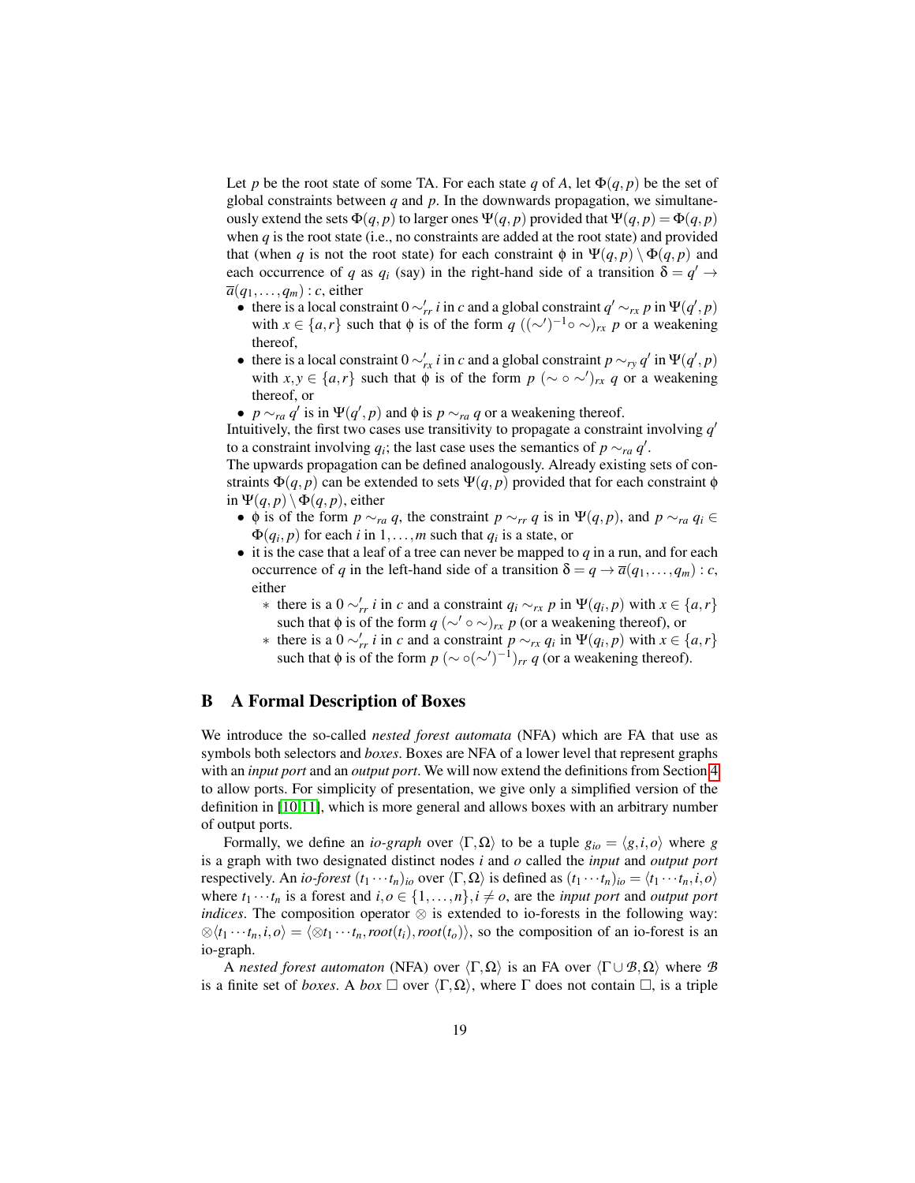Let $p$ be the root state of some TA. For each state $q$ of $A$, let $\Phi(q,p)$ be the set of global constraints between $q$ and $p$. In the downwards propagation, we simultaneously extend the sets $\Phi(q,p)$ to larger ones $\Psi(q,p)$ provided that $\Psi(q,p) = \Phi(q,p)$ when $q$ is the root state (i.e., no constraints are added at the root state) and provided that (when $q$ is not the root state) for each constraint $\phi$ in $\Psi(q,p) \setminus \Phi(q,p)$ and each occurrence of $q$ as $q_i$ (say) in the right-hand side of a transition $\delta = q' \to \overline{a}(q_1,\ldots,q_m) : c$, either

- there is a local constraint $0 \sim'_{rr} i$ in $c$ and a global constraint $q' \sim_{rx} p$ in $\Psi(q',p)$ with $x \in \{a,r\}$ such that $\phi$ is of the form $q\ ((\sim')^{-1} \circ \sim)_{rx}\ p$ or a weakening thereof,
- there is a local constraint $0 \sim'_{rx} i$ in $c$ and a global constraint $p \sim_{ry} q'$ in $\Psi(q',p)$ with $x,y \in \{a,r\}$ such that $\phi$ is of the form $p\ (\sim \circ \sim')_{rx}\ q$ or a weakening thereof, or
- $p \sim_{ra} q'$ is in $\Psi(q',p)$ and $\phi$ is $p \sim_{ra} q$ or a weakening thereof.

Intuitively, the first two cases use transitivity to propagate a constraint involving $q'$ to a constraint involving $q_i$; the last case uses the semantics of $p \sim_{ra} q'$.

The upwards propagation can be defined analogously. Already existing sets of constraints $\Phi(q,p)$ can be extended to sets $\Psi(q,p)$ provided that for each constraint $\phi$ in $\Psi(q,p) \setminus \Phi(q,p)$, either

- $\phi$ is of the form $p \sim_{ra} q$, the constraint $p \sim_{rr} q$ is in $\Psi(q,p)$, and $p \sim_{ra} q_i \in \Phi(q_i,p)$ for each $i$ in $1,\ldots,m$ such that $q_i$ is a state, or
- it is the case that a leaf of a tree can never be mapped to $q$ in a run, and for each occurrence of $q$ in the left-hand side of a transition $\delta = q \to \overline{a}(q_1,\ldots,q_m) : c$, either
  - there is a $0 \sim'_{rr} i$ in $c$ and a constraint $q_i \sim_{rx} p$ in $\Psi(q_i,p)$ with $x \in \{a,r\}$ such that $\phi$ is of the form $q\ (\sim' \circ \sim)_{rx}\ p$ (or a weakening thereof), or
  - there is a $0 \sim'_{rr} i$ in $c$ and a constraint $p \sim_{rx} q_i$ in $\Psi(q_i,p)$ with $x \in \{a,r\}$ such that $\phi$ is of the form $p\ (\sim \circ (\sim')^{-1})_{rr}\ q$ (or a weakening thereof).

## B A Formal Description of Boxes

We introduce the so-called *nested forest automata* (NFA) which are FA that use as symbols both selectors and *boxes*. Boxes are NFA of a lower level that represent graphs with an *input port* and an *output port*. We will now extend the definitions from Section 4 to allow ports. For simplicity of presentation, we give only a simplified version of the definition in [10,11], which is more general and allows boxes with an arbitrary number of output ports.

Formally, we define an *io-graph* over $\langle \Gamma, \Omega \rangle$ to be a tuple $g_{io} = \langle g, i, o \rangle$ where $g$ is a graph with two designated distinct nodes $i$ and $o$ called the *input* and *output port* respectively. An *io-forest* $(t_1 \cdots t_n)_{io}$ over $\langle \Gamma, \Omega \rangle$ is defined as $(t_1 \cdots t_n)_{io} = \langle t_1 \cdots t_n, i, o \rangle$ where $t_1 \cdots t_n$ is a forest and $i, o \in \{1, \ldots, n\}, i \neq o$, are the *input port* and *output port indices*. The composition operator $\otimes$ is extended to io-forests in the following way: $\otimes \langle t_1 \cdots t_n, i, o \rangle = \langle \otimes t_1 \cdots t_n, root(t_i), root(t_o) \rangle$, so the composition of an io-forest is an io-graph.

A *nested forest automaton* (NFA) over $\langle \Gamma, \Omega \rangle$ is an FA over $\langle \Gamma \cup \mathcal{B}, \Omega \rangle$ where $\mathcal{B}$ is a finite set of *boxes*. A *box* $\Box$ over $\langle \Gamma, \Omega \rangle$, where $\Gamma$ does not contain $\Box$, is a triple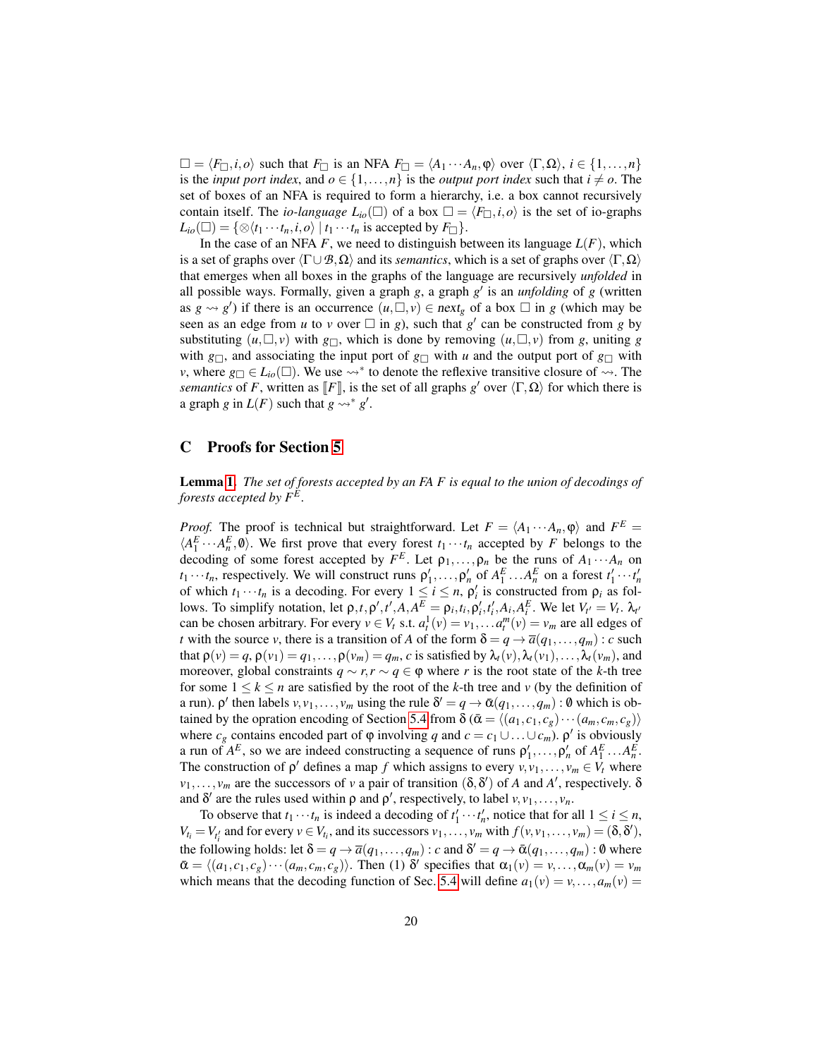$\square = \langle F_\square, i, o\rangle$ such that $F_\square$ is an NFA $F_\square = \langle A_1 \cdots A_n, \varphi\rangle$ over $\langle \Gamma, \Omega\rangle$, $i \in \{1,\ldots,n\}$ is the *input port index*, and $o \in \{1,\ldots,n\}$ is the *output port index* such that $i \neq o$. The set of boxes of an NFA is required to form a hierarchy, i.e. a box cannot recursively contain itself. The *io-language* $L_{io}(\square)$ of a box $\square = \langle F_\square, i, o\rangle$ is the set of io-graphs $L_{io}(\square) = \{\otimes\langle t_1 \cdots t_n, i, o\rangle \mid t_1 \cdots t_n \text{ is accepted by } F_\square\}$.

In the case of an NFA $F$, we need to distinguish between its language $L(F)$, which is a set of graphs over $\langle \Gamma \cup \mathcal{B}, \Omega\rangle$ and its *semantics*, which is a set of graphs over $\langle \Gamma, \Omega\rangle$ that emerges when all boxes in the graphs of the language are recursively *unfolded* in all possible ways. Formally, given a graph $g$, a graph $g'$ is an *unfolding* of $g$ (written as $g \rightsquigarrow g'$) if there is an occurrence $(u, \square, v) \in next_g$ of a box $\square$ in $g$ (which may be seen as an edge from $u$ to $v$ over $\square$ in $g$), such that $g'$ can be constructed from $g$ by substituting $(u, \square, v)$ with $g_\square$, which is done by removing $(u, \square, v)$ from $g$, uniting $g$ with $g_\square$, and associating the input port of $g_\square$ with $u$ and the output port of $g_\square$ with $v$, where $g_\square \in L_{io}(\square)$. We use $\rightsquigarrow^*$ to denote the reflexive transitive closure of $\rightsquigarrow$. The *semantics* of $F$, written as $[\![F]\!]$, is the set of all graphs $g'$ over $\langle \Gamma, \Omega\rangle$ for which there is a graph $g$ in $L(F)$ such that $g \rightsquigarrow^* g'$.

## C Proofs for Section 5

**Lemma 1.** *The set of forests accepted by an FA $F$ is equal to the union of decodings of forests accepted by $F^E$.*

*Proof.* The proof is technical but straightforward. Let $F = \langle A_1 \cdots A_n, \varphi\rangle$ and $F^E = \langle A_1^E \cdots A_n^E, \emptyset\rangle$. We first prove that every forest $t_1 \cdots t_n$ accepted by $F$ belongs to the decoding of some forest accepted by $F^E$. Let $\rho_1, \ldots, \rho_n$ be the runs of $A_1 \cdots A_n$ on $t_1 \cdots t_n$, respectively. We will construct runs $\rho'_1, \ldots, \rho'_n$ of $A_1^E \ldots A_n^E$ on a forest $t'_1 \cdots t'_n$ of which $t_1 \cdots t_n$ is a decoding. For every $1 \leq i \leq n$, $\rho'_i$ is constructed from $\rho_i$ as follows. To simplify notation, let $\rho, t, \rho', t', A, A^E = \rho_i, t_i, \rho'_i, t'_i, A_i, A_i^E$. We let $V_{t'} = V_t$. $\lambda_{t'}$ can be chosen arbitrary. For every $v \in V_t$ s.t. $a_t^1(v) = v_1, \ldots a_t^m(v) = v_m$ are all edges of $t$ with the source $v$, there is a transition of $A$ of the form $\delta = q \to \overline{a}(q_1, \ldots, q_m) : c$ such that $\rho(v) = q, \rho(v_1) = q_1, \ldots, \rho(v_m) = q_m$, $c$ is satisfied by $\lambda_t(v), \lambda_t(v_1), \ldots, \lambda_t(v_m)$, and moreover, global constraints $q \sim r, r \sim q \in \varphi$ where $r$ is the root state of the $k$-th tree for some $1 \leq k \leq n$ are satisfied by the root of the $k$-th tree and $v$ (by the definition of a run). $\rho'$ then labels $v, v_1, \ldots, v_m$ using the rule $\delta' = q \to \bar{\alpha}(q_1, \ldots, q_m) : \emptyset$ which is obtained by the opration encoding of Section 5.4 from $\delta$ ($\bar{\alpha} = \langle (a_1, c_1, c_g) \cdots (a_m, c_m, c_g)\rangle$ where $c_g$ contains encoded part of $\varphi$ involving $q$ and $c = c_1 \cup \ldots \cup c_m$). $\rho'$ is obviously a run of $A^E$, so we are indeed constructing a sequence of runs $\rho'_1, \ldots, \rho'_n$ of $A_1^E \ldots A_n^E$. The construction of $\rho'$ defines a map $f$ which assigns to every $v, v_1, \ldots, v_m \in V_t$ where $v_1, \ldots, v_m$ are the successors of $v$ a pair of transition $(\delta, \delta')$ of $A$ and $A'$, respectively. $\delta$ and $\delta'$ are the rules used within $\rho$ and $\rho'$, respectively, to label $v, v_1, \ldots, v_n$.

To observe that $t_1 \cdots t_n$ is indeed a decoding of $t'_1 \cdots t'_n$, notice that for all $1 \leq i \leq n$, $V_{t_i} = V_{t'_i}$ and for every $v \in V_{t_i}$, and its successors $v_1, \ldots, v_m$ with $f(v, v_1, \ldots, v_m) = (\delta, \delta')$, the following holds: let $\delta = q \to \overline{a}(q_1, \ldots, q_m) : c$ and $\delta' = q \to \bar{\alpha}(q_1, \ldots, q_m) : \emptyset$ where $\bar{\alpha} = \langle (a_1, c_1, c_g) \cdots (a_m, c_m, c_g)\rangle$. Then (1) $\delta'$ specifies that $\alpha_1(v) = v, \ldots, \alpha_m(v) = v_m$ which means that the decoding function of Sec. 5.4 will define $a_1(v) = v, \ldots, a_m(v) =$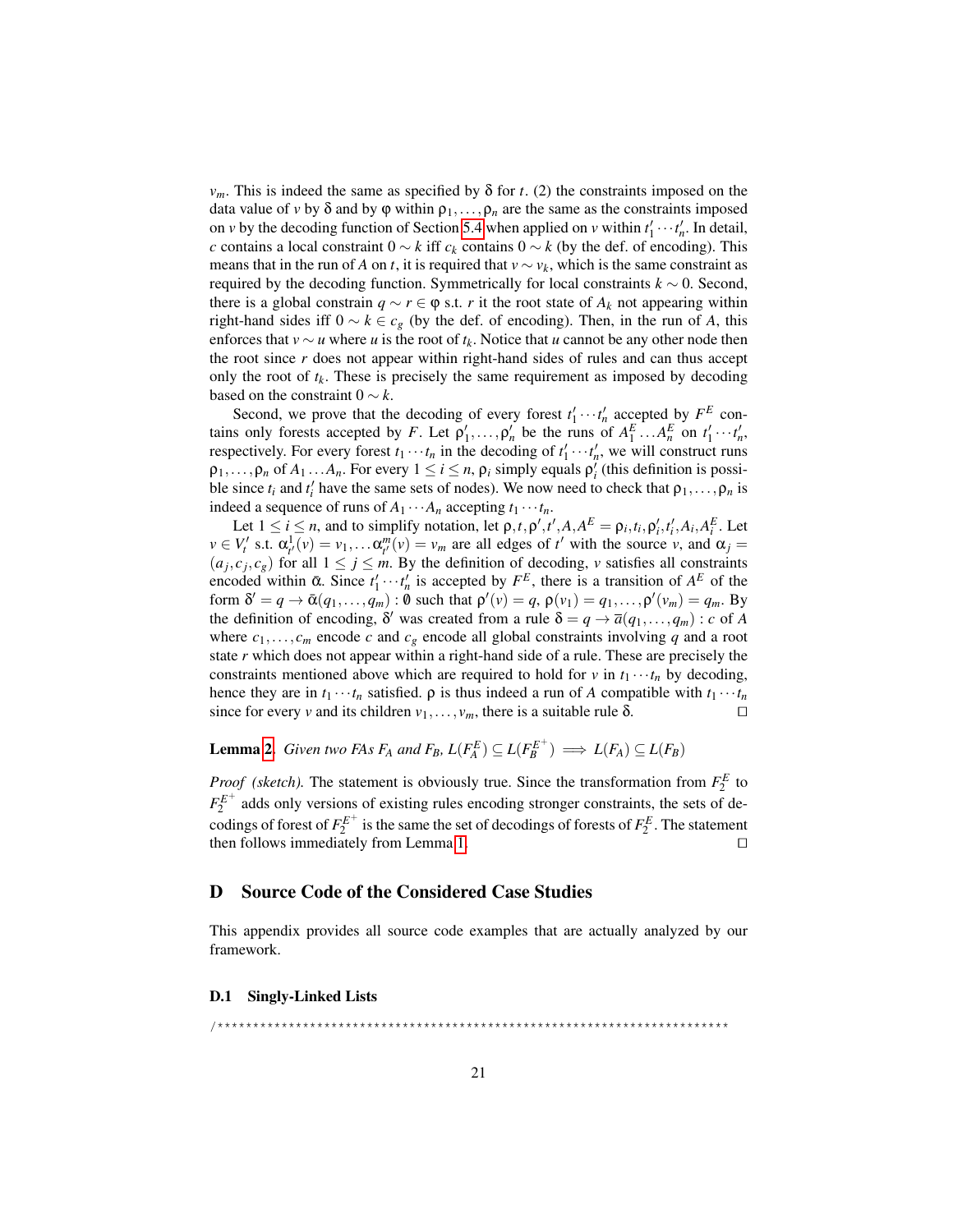$v_m$. This is indeed the same as specified by $\delta$ for $t$. (2) the constraints imposed on the data value of $v$ by $\delta$ and by $\varphi$ within $\rho_1, \ldots, \rho_n$ are the same as the constraints imposed on $v$ by the decoding function of Section 5.4 when applied on $v$ within $t'_1 \cdots t'_n$. In detail, $c$ contains a local constraint $0 \sim k$ iff $c_k$ contains $0 \sim k$ (by the def. of encoding). This means that in the run of $A$ on $t$, it is required that $v \sim v_k$, which is the same constraint as required by the decoding function. Symmetrically for local constraints $k \sim 0$. Second, there is a global constrain $q \sim r \in \varphi$ s.t. $r$ it the root state of $A_k$ not appearing within right-hand sides iff $0 \sim k \in c_g$ (by the def. of encoding). Then, in the run of $A$, this enforces that $v \sim u$ where $u$ is the root of $t_k$. Notice that $u$ cannot be any other node then the root since $r$ does not appear within right-hand sides of rules and can thus accept only the root of $t_k$. These is precisely the same requirement as imposed by decoding based on the constraint $0 \sim k$.

Second, we prove that the decoding of every forest $t'_1 \cdots t'_n$ accepted by $F^E$ contains only forests accepted by $F$. Let $\rho'_1, \ldots, \rho'_n$ be the runs of $A^E_1 \ldots A^E_n$ on $t'_1 \cdots t'_n$, respectively. For every forest $t_1 \cdots t_n$ in the decoding of $t'_1 \cdots t'_n$, we will construct runs $\rho_1, \ldots, \rho_n$ of $A_1 \ldots A_n$. For every $1 \leq i \leq n$, $\rho_i$ simply equals $\rho'_i$ (this definition is possible since $t_i$ and $t'_i$ have the same sets of nodes). We now need to check that $\rho_1, \ldots, \rho_n$ is indeed a sequence of runs of $A_1 \cdots A_n$ accepting $t_1 \cdots t_n$.

Let $1 \leq i \leq n$, and to simplify notation, let $\rho, t, \rho', t', A, A^E = \rho_i, t_i, \rho'_i, t'_i, A_i, A^E_i$. Let $v \in V'_t$ s.t. $\alpha^1_{t'}(v) = v_1, \ldots \alpha^m_{t'}(v) = v_m$ are all edges of $t'$ with the source $v$, and $\alpha_j = (a_j, c_j, c_g)$ for all $1 \leq j \leq m$. By the definition of decoding, $v$ satisfies all constraints encoded within $\bar{\alpha}$. Since $t'_1 \cdots t'_n$ is accepted by $F^E$, there is a transition of $A^E$ of the form $\delta' = q \to \bar{\alpha}(q_1, \ldots, q_m) : \emptyset$ such that $\rho'(v) = q$, $\rho(v_1) = q_1, \ldots, \rho'(v_m) = q_m$. By the definition of encoding, $\delta'$ was created from a rule $\delta = q \to \overline{a}(q_1, \ldots, q_m) : c$ of $A$ where $c_1, \ldots, c_m$ encode $c$ and $c_g$ encode all global constraints involving $q$ and a root state $r$ which does not appear within a right-hand side of a rule. These are precisely the constraints mentioned above which are required to hold for $v$ in $t_1 \cdots t_n$ by decoding, hence they are in $t_1 \cdots t_n$ satisfied. $\rho$ is thus indeed a run of $A$ compatible with $t_1 \cdots t_n$ since for every $v$ and its children $v_1, \ldots, v_m$, there is a suitable rule $\delta$. $\square$

**Lemma 2.** *Given two FAs $F_A$ and $F_B$, $L(F^E_A) \subseteq L(F^{E^+}_B) \implies L(F_A) \subseteq L(F_B)$*

*Proof (sketch).* The statement is obviously true. Since the transformation from $F^E_2$ to $F^{E^+}_2$ adds only versions of existing rules encoding stronger constraints, the sets of decodings of forest of $F^{E^+}_2$ is the same the set of decodings of forests of $F^E_2$. The statement then follows immediately from Lemma 1. $\square$

## D Source Code of the Considered Case Studies

This appendix provides all source code examples that are actually analyzed by our framework.

### D.1 Singly-Linked Lists

```
/*************************************************************************
```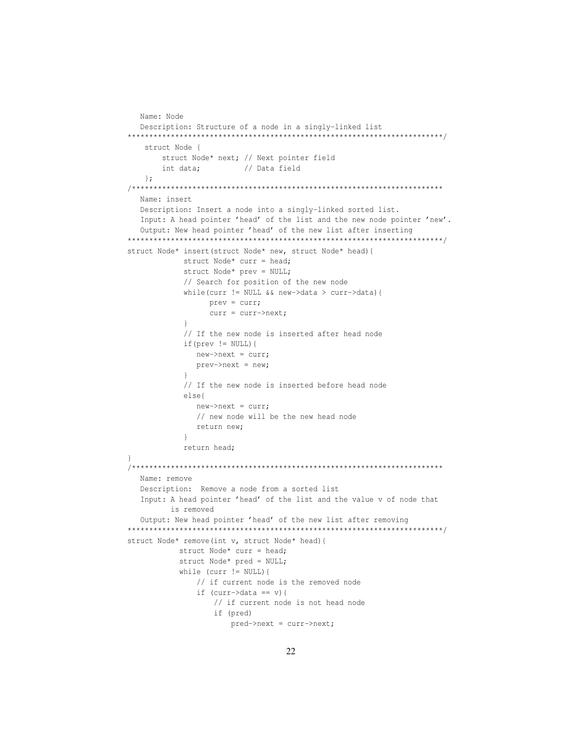```
   Name: Node
   Description: Structure of a node in a singly-linked list
************************************************************************/
    struct Node {
        struct Node* next; // Next pointer field
        int data;          // Data field
    };
/***********************************************************************
   Name: insert
   Description: Insert a node into a singly-linked sorted list.
   Input: A head pointer 'head' of the list and the new node pointer 'new'.
   Output: New head pointer 'head' of the new list after inserting
************************************************************************/
struct Node* insert(struct Node* new, struct Node* head){
             struct Node* curr = head;
             struct Node* prev = NULL;
             // Search for position of the new node
             while(curr != NULL && new->data > curr->data){
                   prev = curr;
                   curr = curr->next;
             }
             // If the new node is inserted after head node
             if(prev != NULL){
                new->next = curr;
                prev->next = new;
             }
             // If the new node is inserted before head node
             else{
                new->next = curr;
                // new node will be the new head node
                return new;
             }
             return head;
}
/***********************************************************************
   Name: remove
   Description:  Remove a node from a sorted list
   Input: A head pointer 'head' of the list and the value v of node that
          is removed
   Output: New head pointer 'head' of the new list after removing
************************************************************************/
struct Node* remove(int v, struct Node* head){
            struct Node* curr = head;
            struct Node* pred = NULL;
            while (curr != NULL){
                // if current node is the removed node
                if (curr->data == v){
                    // if current node is not head node
                    if (pred)
                        pred->next = curr->next;
```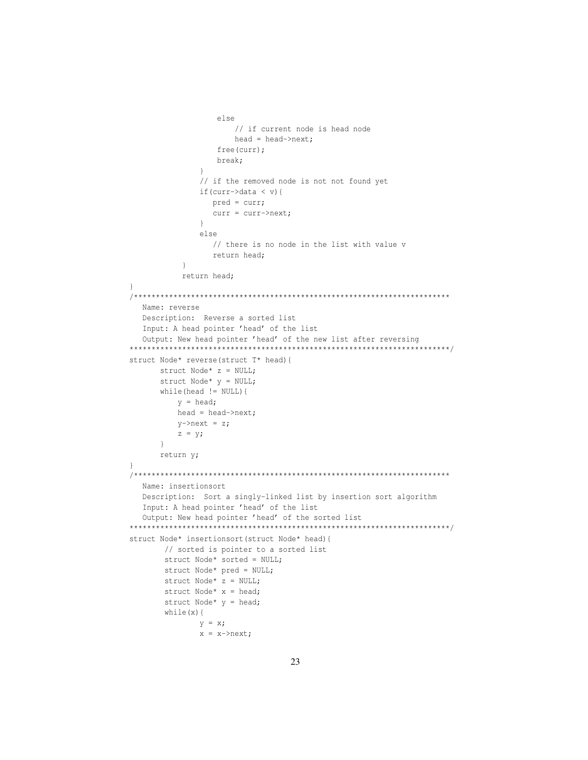```
                else
                    // if current node is head node
                    head = head->next;
                free(curr);
                break;
            }
            // if the removed node is not not found yet
            if(curr->data < v){
               pred = curr;
               curr = curr->next;
            }
            else
               // there is no node in the list with value v
               return head;
        }
        return head;
}
/***********************************************************************
   Name: reverse
   Description:  Reverse a sorted list
   Input: A head pointer 'head' of the list
   Output: New head pointer 'head' of the new list after reversing
***********************************************************************/
struct Node* reverse(struct T* head){
       struct Node* z = NULL;
       struct Node* y = NULL;
       while(head != NULL){
           y = head;
           head = head->next;
           y->next = z;
           z = y;
       }
       return y;
}
/***********************************************************************
   Name: insertionsort
   Description:  Sort a singly-linked list by insertion sort algorithm
   Input: A head pointer 'head' of the list
   Output: New head pointer 'head' of the sorted list
***********************************************************************/
struct Node* insertionsort(struct Node* head){
        // sorted is pointer to a sorted list
        struct Node* sorted = NULL;
        struct Node* pred = NULL;
        struct Node* z = NULL;
        struct Node* x = head;
        struct Node* y = head;
        while(x){
                y = x;
                x = x->next;
```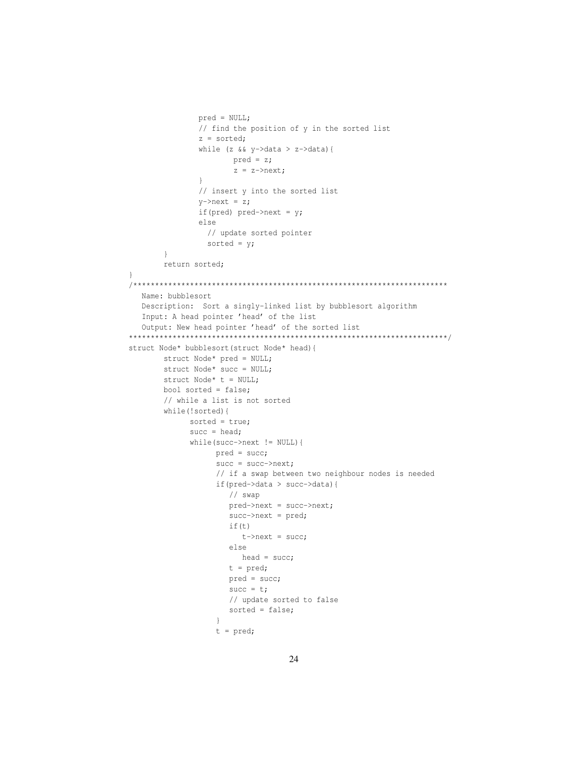```
                pred = NULL;
                // find the position of y in the sorted list
                z = sorted;
                while (z && y->data > z->data){
                        pred = z;
                        z = z->next;
                }
                // insert y into the sorted list
                y->next = z;
                if(pred) pred->next = y;
                else
                  // update sorted pointer
                  sorted = y;
        }
        return sorted;
}
/***********************************************************************
   Name: bubblesort
   Description:  Sort a singly-linked list by bubblesort algorithm
   Input: A head pointer 'head' of the list
   Output: New head pointer 'head' of the sorted list
************************************************************************/
struct Node* bubblesort(struct Node* head){
        struct Node* pred = NULL;
        struct Node* succ = NULL;
        struct Node* t = NULL;
        bool sorted = false;
        // while a list is not sorted
        while(!sorted){
              sorted = true;
              succ = head;
              while(succ->next != NULL){
                    pred = succ;
                    succ = succ->next;
                    // if a swap between two neighbour nodes is needed
                    if(pred->data > succ->data){
                       // swap
                       pred->next = succ->next;
                       succ->next = pred;
                       if(t)
                          t->next = succ;
                       else
                          head = succ;
                       t = pred;
                       pred = succ;
                       succ = t;
                       // update sorted to false
                       sorted = false;
                    }
                    t = pred;
```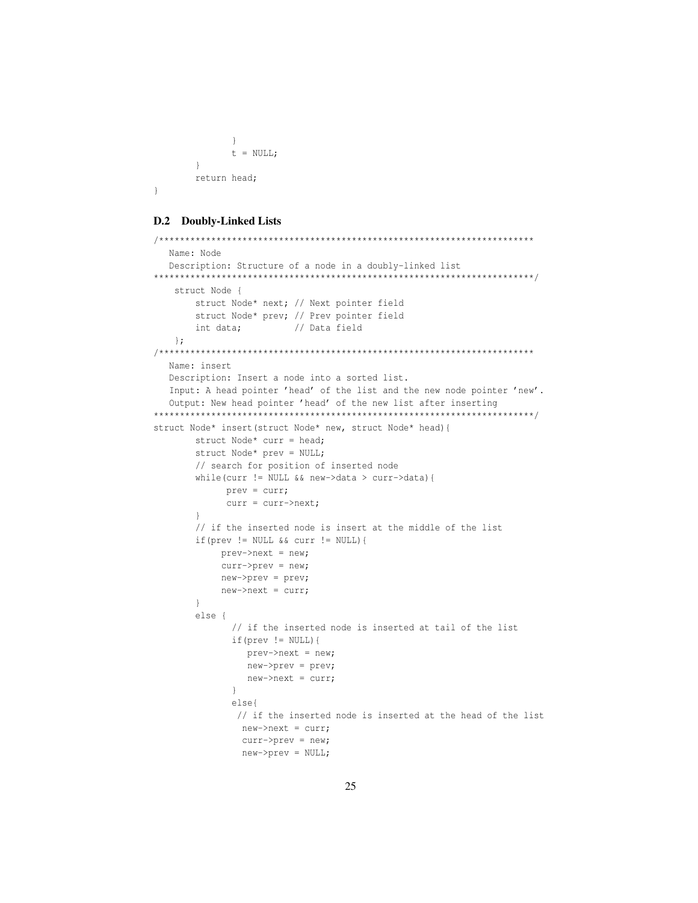```
            }
            t = NULL;
        }
        return head;
}
```

### D.2 Doubly-Linked Lists

```
/************************************************************************
   Name: Node
   Description: Structure of a node in a doubly-linked list
************************************************************************/
    struct Node {
        struct Node* next; // Next pointer field
        struct Node* prev; // Prev pointer field
        int data;          // Data field
    };
/************************************************************************
   Name: insert
   Description: Insert a node into a sorted list.
   Input: A head pointer 'head' of the list and the new node pointer 'new'.
   Output: New head pointer 'head' of the new list after inserting
************************************************************************/
struct Node* insert(struct Node* new, struct Node* head){
        struct Node* curr = head;
        struct Node* prev = NULL;
        // search for position of inserted node
        while(curr != NULL && new->data > curr->data){
              prev = curr;
              curr = curr->next;
        }
        // if the inserted node is insert at the middle of the list
        if(prev != NULL && curr != NULL){
             prev->next = new;
             curr->prev = new;
             new->prev = prev;
             new->next = curr;
        }
        else {
               // if the inserted node is inserted at tail of the list
               if(prev != NULL){
                  prev->next = new;
                  new->prev = prev;
                  new->next = curr;
               }
               else{
                // if the inserted node is inserted at the head of the list
                 new->next = curr;
                 curr->prev = new;
                 new->prev = NULL;
```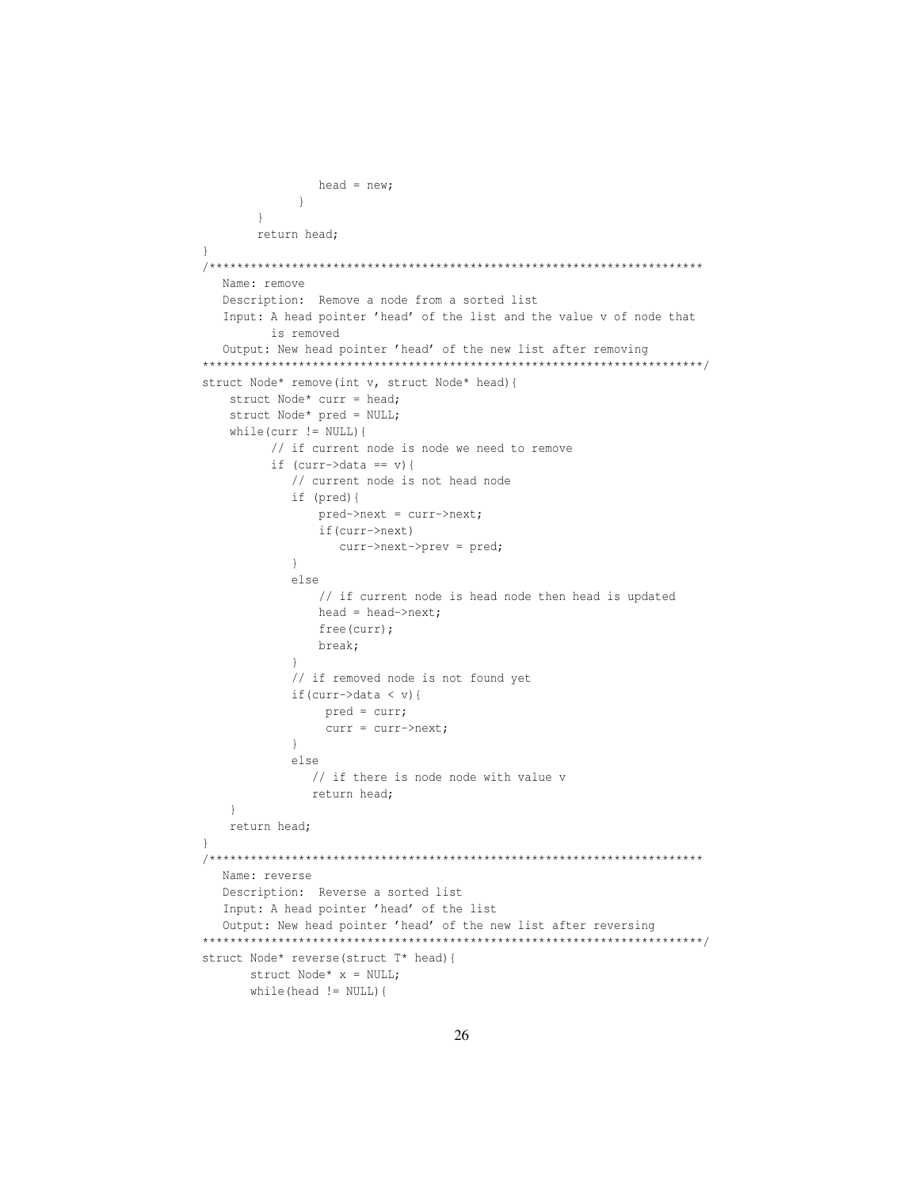```
                head = new;
            }
        }
        return head;
}
/***********************************************************************
   Name: remove
   Description:  Remove a node from a sorted list
   Input: A head pointer 'head' of the list and the value v of node that
        is removed
   Output: New head pointer 'head' of the new list after removing
***********************************************************************/
struct Node* remove(int v, struct Node* head){
    struct Node* curr = head;
    struct Node* pred = NULL;
    while(curr != NULL){
          // if current node is node we need to remove
          if (curr->data == v){
             // current node is not head node
             if (pred){
                 pred->next = curr->next;
                 if(curr->next)
                    curr->next->prev = pred;
             }
             else
                 // if current node is head node then head is updated
                 head = head->next;
                 free(curr);
                 break;
             }
             // if removed node is not found yet
             if(curr->data < v){
                  pred = curr;
                  curr = curr->next;
             }
             else
                // if there is node node with value v
                return head;
    }
    return head;
}
/***********************************************************************
   Name: reverse
   Description:  Reverse a sorted list
   Input: A head pointer 'head' of the list
   Output: New head pointer 'head' of the new list after reversing
***********************************************************************/
struct Node* reverse(struct T* head){
       struct Node* x = NULL;
       while(head != NULL){
```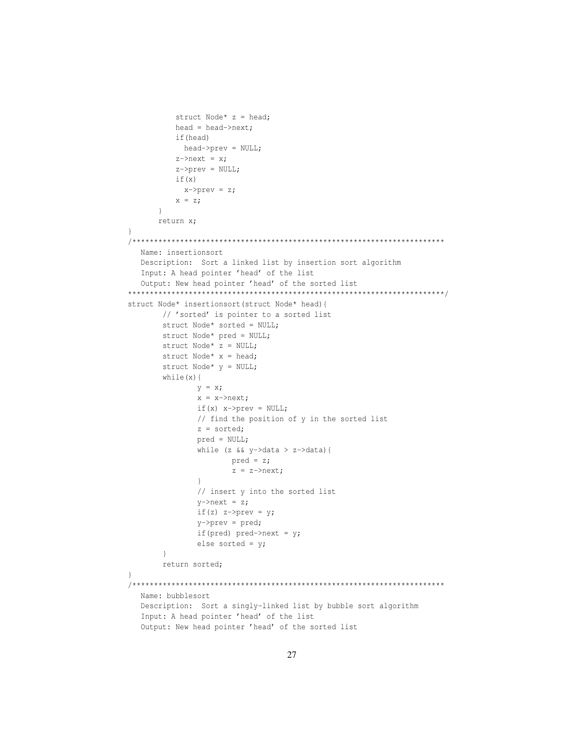```
          struct Node* z = head;
          head = head->next;
          if(head)
            head->prev = NULL;
          z->next = x;
          z->prev = NULL;
          if(x)
            x->prev = z;
          x = z;
      }
      return x;
}
/************************************************************************
   Name: insertionsort
   Description:  Sort a linked list by insertion sort algorithm
   Input: A head pointer 'head' of the list
   Output: New head pointer 'head' of the sorted list
*************************************************************************/
struct Node* insertionsort(struct Node* head){
        // 'sorted' is pointer to a sorted list
        struct Node* sorted = NULL;
        struct Node* pred = NULL;
        struct Node* z = NULL;
        struct Node* x = head;
        struct Node* y = NULL;
        while(x){
                y = x;
                x = x->next;
                if(x) x->prev = NULL;
                // find the position of y in the sorted list
                z = sorted;
                pred = NULL;
                while (z && y->data > z->data){
                        pred = z;
                        z = z->next;
                }
                // insert y into the sorted list
                y->next = z;
                if(z) z->prev = y;
                y->prev = pred;
                if(pred) pred->next = y;
                else sorted = y;
        }
        return sorted;
}
/************************************************************************
   Name: bubblesort
   Description:  Sort a singly-linked list by bubble sort algorithm
   Input: A head pointer 'head' of the list
   Output: New head pointer 'head' of the sorted list
```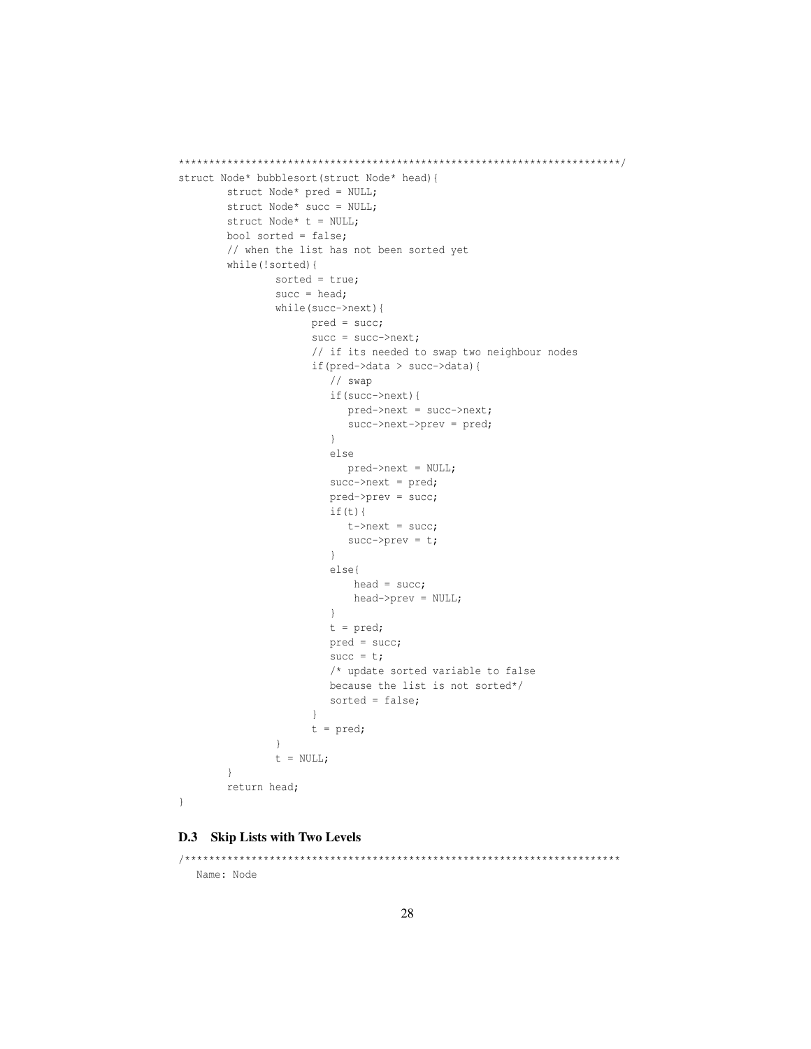```
***********************************************************************/
struct Node* bubblesort(struct Node* head){
        struct Node* pred = NULL;
        struct Node* succ = NULL;
        struct Node* t = NULL;
        bool sorted = false;
        // when the list has not been sorted yet
        while(!sorted){
                sorted = true;
                succ = head;
                while(succ->next){
                      pred = succ;
                      succ = succ->next;
                      // if its needed to swap two neighbour nodes
                      if(pred->data > succ->data){
                         // swap
                         if(succ->next){
                            pred->next = succ->next;
                            succ->next->prev = pred;
                         }
                         else
                            pred->next = NULL;
                         succ->next = pred;
                         pred->prev = succ;
                         if(t){
                            t->next = succ;
                            succ->prev = t;
                         }
                         else{
                             head = succ;
                             head->prev = NULL;
                         }
                         t = pred;
                         pred = succ;
                         succ = t;
                         /* update sorted variable to false
                         because the list is not sorted*/
                         sorted = false;
                      }
                      t = pred;
                }
                t = NULL;
        }
        return head;
}
```

### D.3 Skip Lists with Two Levels

```
/***********************************************************************
   Name: Node
```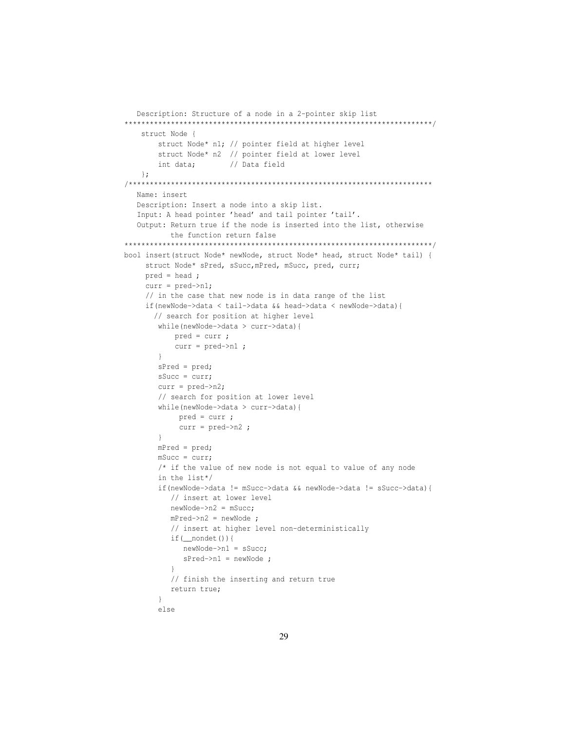```
   Description: Structure of a node in a 2-pointer skip list
************************************************************************/
    struct Node {
        struct Node* n1; // pointer field at higher level
        struct Node* n2  // pointer field at lower level
        int data;        // Data field
    };
/************************************************************************
   Name: insert
   Description: Insert a node into a skip list.
   Input: A head pointer 'head' and tail pointer 'tail'.
   Output: Return true if the node is inserted into the list, otherwise
           the function return false
************************************************************************/
bool insert(struct Node* newNode, struct Node* head, struct Node* tail) {
     struct Node* sPred, sSucc,mPred, mSucc, pred, curr;
     pred = head ;
     curr = pred->n1;
     // in the case that new node is in data range of the list
     if(newNode->data < tail->data && head->data < newNode->data){
       // search for position at higher level
        while(newNode->data > curr->data){
            pred = curr ;
            curr = pred->n1 ;
        }
        sPred = pred;
        sSucc = curr;
        curr = pred->n2;
        // search for position at lower level
        while(newNode->data > curr->data){
             pred = curr ;
             curr = pred->n2 ;
        }
        mPred = pred;
        mSucc = curr;
        /* if the value of new node is not equal to value of any node
        in the list*/
        if(newNode->data != mSucc->data && newNode->data != sSucc->data){
           // insert at lower level
           newNode->n2 = mSucc;
           mPred->n2 = newNode ;
           // insert at higher level non-deterministically
           if(__nondet()){
              newNode->n1 = sSucc;
              sPred->n1 = newNode ;
           }
           // finish the inserting and return true
           return true;
        }
        else
```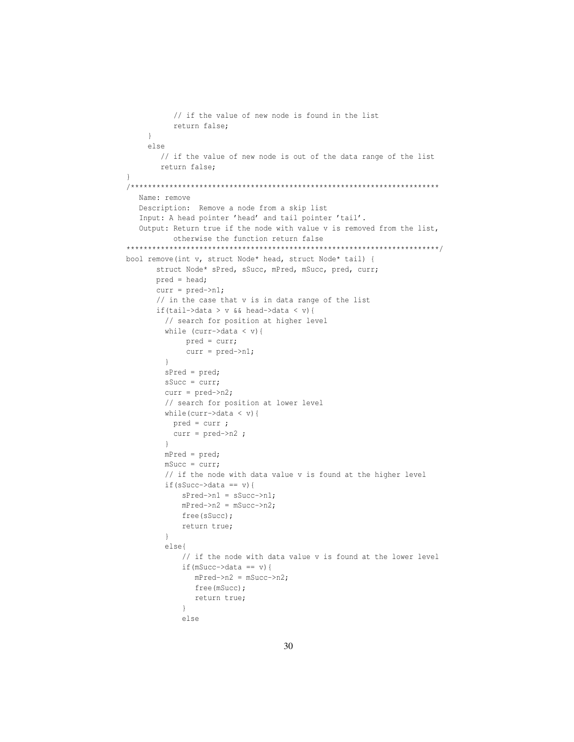```
            // if the value of new node is found in the list
            return false;
        }
    else
        // if the value of new node is out of the data range of the list
        return false;
}
/************************************************************************
   Name: remove
   Description:  Remove a node from a skip list
   Input: A head pointer 'head' and tail pointer 'tail'.
   Output: Return true if the node with value v is removed from the list,
           otherwise the function return false
*************************************************************************/
bool remove(int v, struct Node* head, struct Node* tail) {
       struct Node* sPred, sSucc, mPred, mSucc, pred, curr;
       pred = head;
       curr = pred->n1;
       // in the case that v is in data range of the list
       if(tail->data > v && head->data < v){
         // search for position at higher level
         while (curr->data < v){
              pred = curr;
              curr = pred->n1;
         }
         sPred = pred;
         sSucc = curr;
         curr = pred->n2;
         // search for position at lower level
         while(curr->data < v){
           pred = curr ;
           curr = pred->n2 ;
         }
         mPred = pred;
         mSucc = curr;
         // if the node with data value v is found at the higher level
         if(sSucc->data == v){
             sPred->n1 = sSucc->n1;
             mPred->n2 = mSucc->n2;
             free(sSucc);
             return true;
         }
         else{
             // if the node with data value v is found at the lower level
             if(mSucc->data == v){
                mPred->n2 = mSucc->n2;
                free(mSucc);
                return true;
             }
             else
```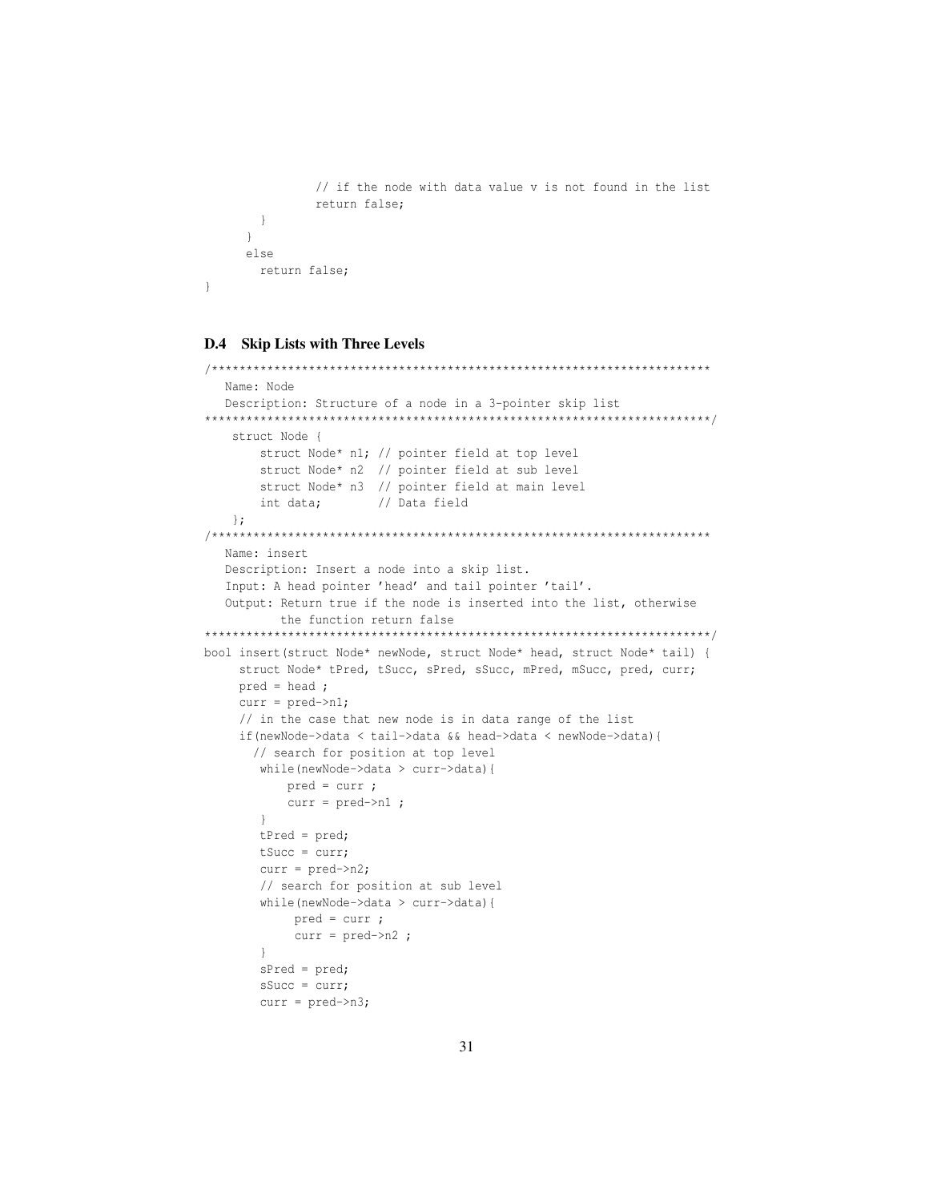```
                // if the node with data value v is not found in the list
                return false;
        }
      }
      else
        return false;
}
```

### D.4 Skip Lists with Three Levels

```
/***********************************************************************
   Name: Node
   Description: Structure of a node in a 3-pointer skip list
***********************************************************************/
    struct Node {
        struct Node* n1; // pointer field at top level
        struct Node* n2  // pointer field at sub level
        struct Node* n3  // pointer field at main level
        int data;        // Data field
    };
/***********************************************************************
   Name: insert
   Description: Insert a node into a skip list.
   Input: A head pointer 'head' and tail pointer 'tail'.
   Output: Return true if the node is inserted into the list, otherwise
           the function return false
***********************************************************************/
bool insert(struct Node* newNode, struct Node* head, struct Node* tail) {
     struct Node* tPred, tSucc, sPred, sSucc, mPred, mSucc, pred, curr;
     pred = head ;
     curr = pred->n1;
     // in the case that new node is in data range of the list
     if(newNode->data < tail->data && head->data < newNode->data){
       // search for position at top level
        while(newNode->data > curr->data){
            pred = curr ;
            curr = pred->n1 ;
        }
        tPred = pred;
        tSucc = curr;
        curr = pred->n2;
        // search for position at sub level
        while(newNode->data > curr->data){
             pred = curr ;
             curr = pred->n2 ;
        }
        sPred = pred;
        sSucc = curr;
        curr = pred->n3;
```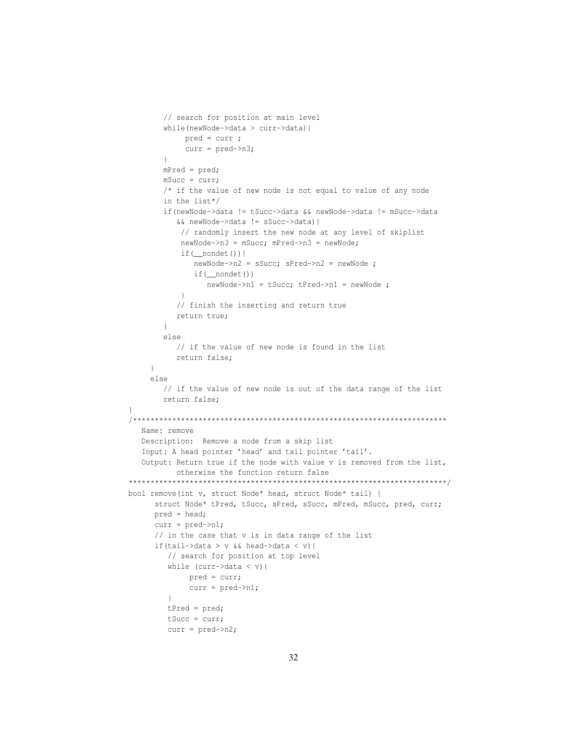```
        // search for position at main level
        while(newNode->data > curr->data){
             pred = curr ;
             curr = pred->n3;
        }
        mPred = pred;
        mSucc = curr;
        /* if the value of new node is not equal to value of any node
        in the list*/
        if(newNode->data != tSucc->data && newNode->data != mSucc->data
           && newNode->data != sSucc->data){
            // randomly insert the new node at any level of skiplist
            newNode->n3 = mSucc; mPred->n3 = newNode;
            if(__nondet()){
               newNode->n2 = sSucc; sPred->n2 = newNode ;
               if(__nondet())
                  newNode->n1 = tSucc; tPred->n1 = newNode ;
            }
           // finish the inserting and return true
           return true;
        }
        else
           // if the value of new node is found in the list
           return false;
     }
     else
        // if the value of new node is out of the data range of the list
        return false;
}
/***********************************************************************
   Name: remove
   Description:  Remove a node from a skip list
   Input: A head pointer 'head' and tail pointer 'tail'.
   Output: Return true if the node with value v is removed from the list,
           otherwise the function return false
***********************************************************************/
bool remove(int v, struct Node* head, struct Node* tail) {
      struct Node* tPred, tSucc, sPred, sSucc, mPred, mSucc, pred, curr;
      pred = head;
      curr = pred->n1;
      // in the case that v is in data range of the list
      if(tail->data > v && head->data < v){
         // search for position at top level
         while (curr->data < v){
              pred = curr;
              curr = pred->n1;
         }
         tPred = pred;
         tSucc = curr;
         curr = pred->n2;
```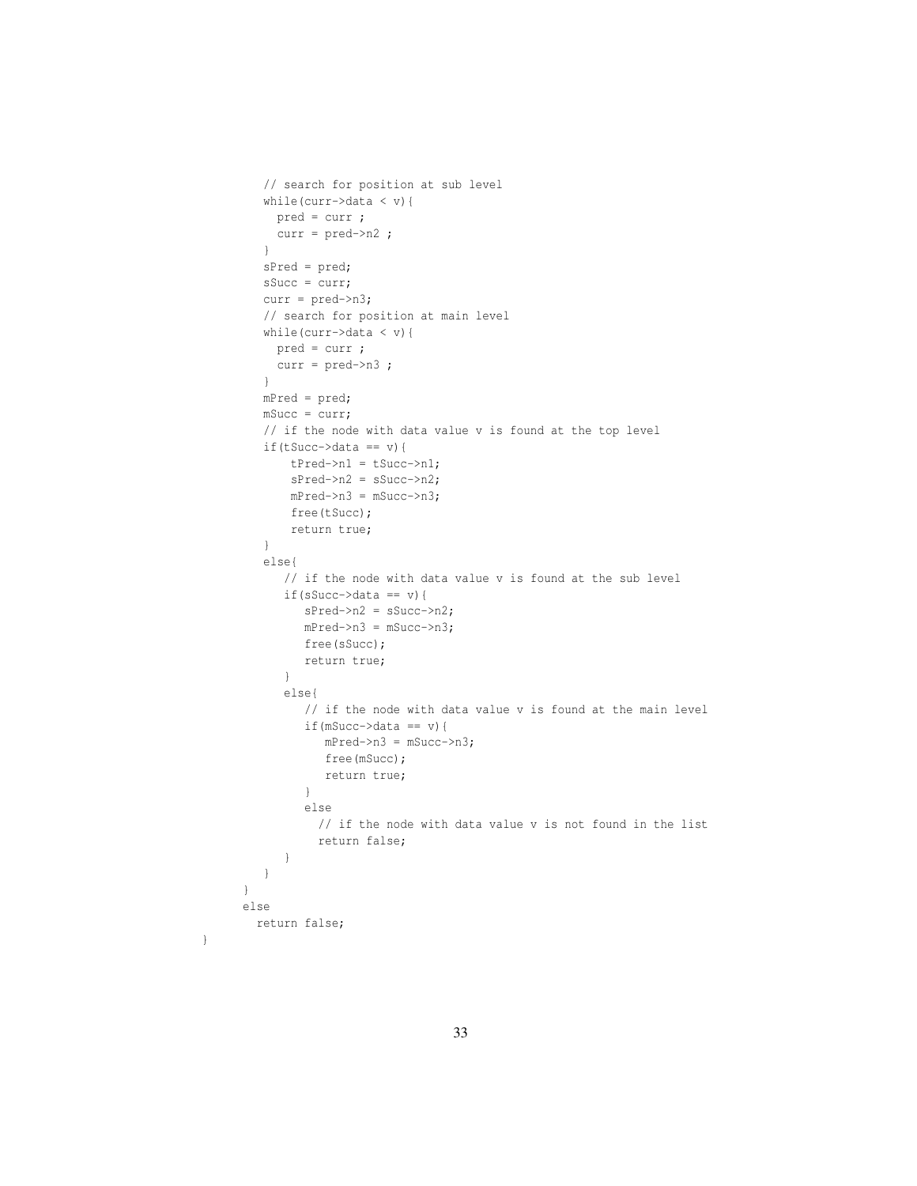```
        // search for position at sub level
        while(curr->data < v){
          pred = curr ;
          curr = pred->n2 ;
        }
        sPred = pred;
        sSucc = curr;
        curr = pred->n3;
        // search for position at main level
        while(curr->data < v){
          pred = curr ;
          curr = pred->n3 ;
        }
        mPred = pred;
        mSucc = curr;
        // if the node with data value v is found at the top level
        if(tSucc->data == v){
            tPred->n1 = tSucc->n1;
            sPred->n2 = sSucc->n2;
            mPred->n3 = mSucc->n3;
            free(tSucc);
            return true;
        }
        else{
           // if the node with data value v is found at the sub level
           if(sSucc->data == v){
              sPred->n2 = sSucc->n2;
              mPred->n3 = mSucc->n3;
              free(sSucc);
              return true;
           }
           else{
              // if the node with data value v is found at the main level
              if(mSucc->data == v){
                 mPred->n3 = mSucc->n3;
                 free(mSucc);
                 return true;
              }
              else
                // if the node with data value v is not found in the list
                return false;
           }
        }
      }
      else
        return false;
}
```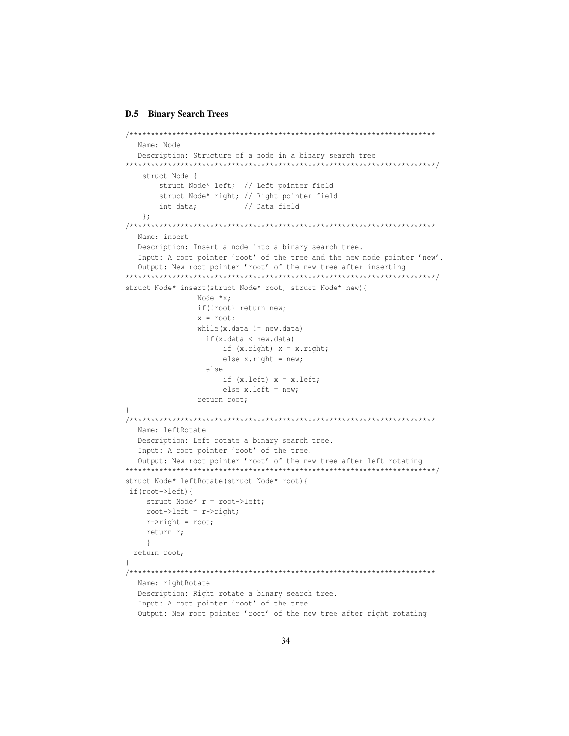### D.5 Binary Search Trees

```
/************************************************************************
   Name: Node
   Description: Structure of a node in a binary search tree
*************************************************************************/
    struct Node {
        struct Node* left;  // Left pointer field
        struct Node* right; // Right pointer field
        int data;           // Data field
    };
/************************************************************************
   Name: insert
   Description: Insert a node into a binary search tree.
   Input: A root pointer 'root' of the tree and the new node pointer 'new'.
   Output: New root pointer 'root' of the new tree after inserting
*************************************************************************/
struct Node* insert(struct Node* root, struct Node* new){
                 Node *x;
                 if(!root) return new;
                 x = root;
                 while(x.data != new.data)
                   if(x.data < new.data)
                       if (x.right) x = x.right;
                       else x.right = new;
                   else
                       if (x.left) x = x.left;
                       else x.left = new;
                 return root;
}
/************************************************************************
   Name: leftRotate
   Description: Left rotate a binary search tree.
   Input: A root pointer 'root' of the tree.
   Output: New root pointer 'root' of the new tree after left rotating
*************************************************************************/
struct Node* leftRotate(struct Node* root){
 if(root->left){
     struct Node* r = root->left;
     root->left = r->right;
     r->right = root;
     return r;
     }
  return root;
}
/************************************************************************
   Name: rightRotate
   Description: Right rotate a binary search tree.
   Input: A root pointer 'root' of the tree.
   Output: New root pointer 'root' of the new tree after right rotating
```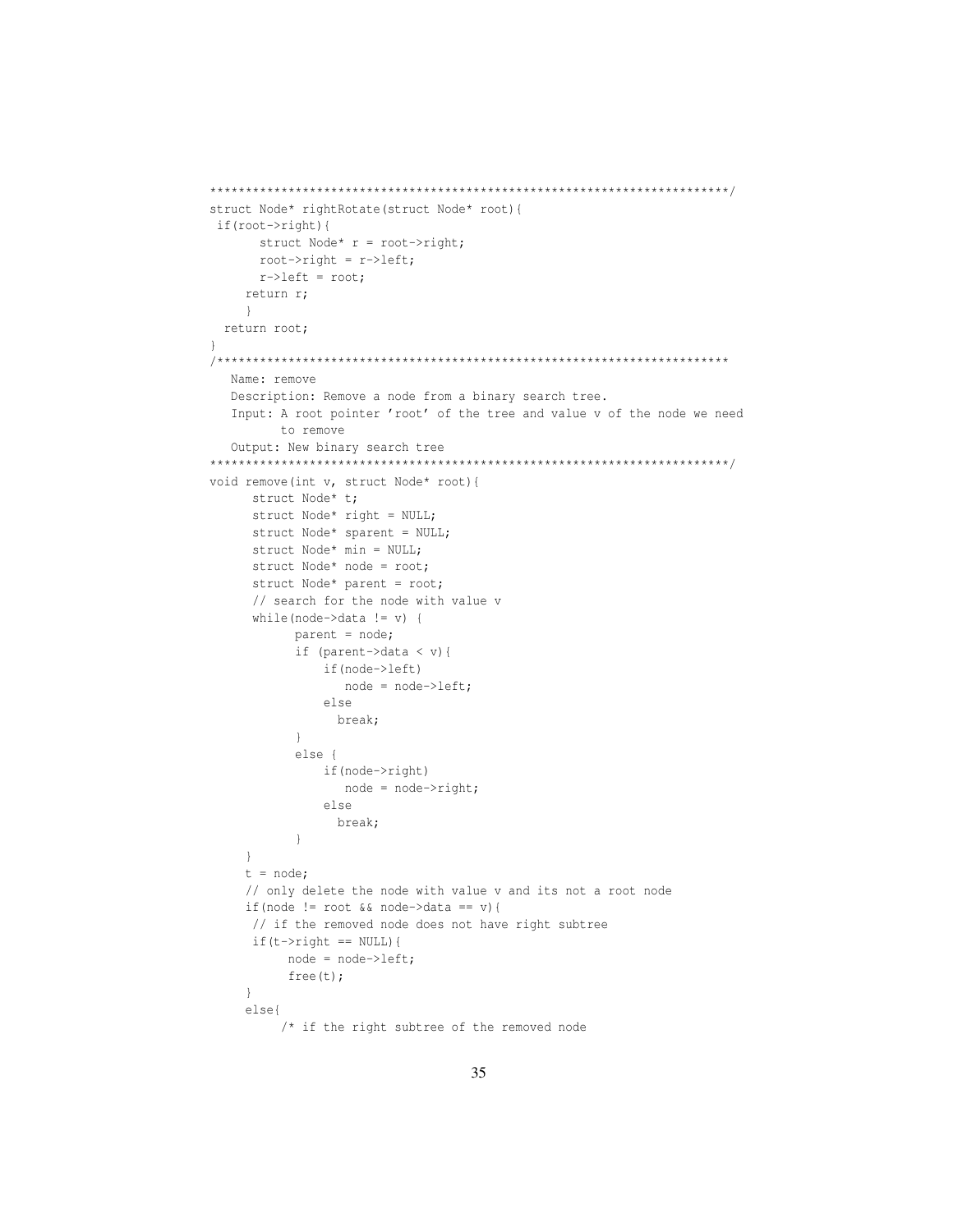```
************************************************************************/
struct Node* rightRotate(struct Node* root){
 if(root->right){
       struct Node* r = root->right;
       root->right = r->left;
       r->left = root;
     return r;
     }
  return root;
}
/************************************************************************
   Name: remove
   Description: Remove a node from a binary search tree.
   Input: A root pointer 'root' of the tree and value v of the node we need
          to remove
   Output: New binary search tree
************************************************************************/
void remove(int v, struct Node* root){
      struct Node* t;
      struct Node* right = NULL;
      struct Node* sparent = NULL;
      struct Node* min = NULL;
      struct Node* node = root;
      struct Node* parent = root;
      // search for the node with value v
      while(node->data != v) {
            parent = node;
            if (parent->data < v){
                if(node->left)
                   node = node->left;
                else
                  break;
            }
            else {
                if(node->right)
                   node = node->right;
                else
                  break;
            }
     }
     t = node;
     // only delete the node with value v and its not a root node
     if(node != root && node->data == v){
      // if the removed node does not have right subtree
      if(t->right == NULL){
          node = node->left;
          free(t);
     }
     else{
         /* if the right subtree of the removed node
```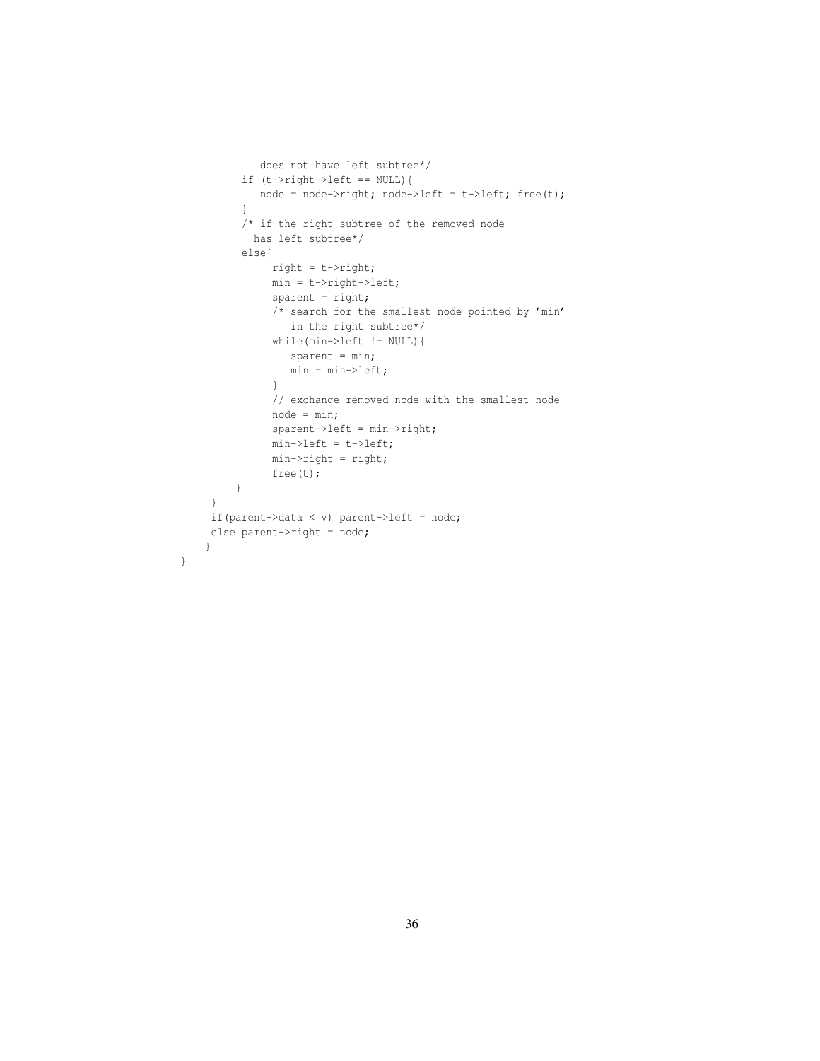```
            does not have left subtree*/
         if (t->right->left == NULL){
            node = node->right; node->left = t->left; free(t);
         }
         /* if the right subtree of the removed node
           has left subtree*/
         else{
              right = t->right;
              min = t->right->left;
              sparent = right;
              /* search for the smallest node pointed by 'min'
                 in the right subtree*/
              while(min->left != NULL){
                 sparent = min;
                 min = min->left;
              }
              // exchange removed node with the smallest node
              node = min;
              sparent->left = min->right;
              min->left = t->left;
              min->right = right;
              free(t);
        }
     }
     if(parent->data < v) parent->left = node;
     else parent->right = node;
    }
}
```